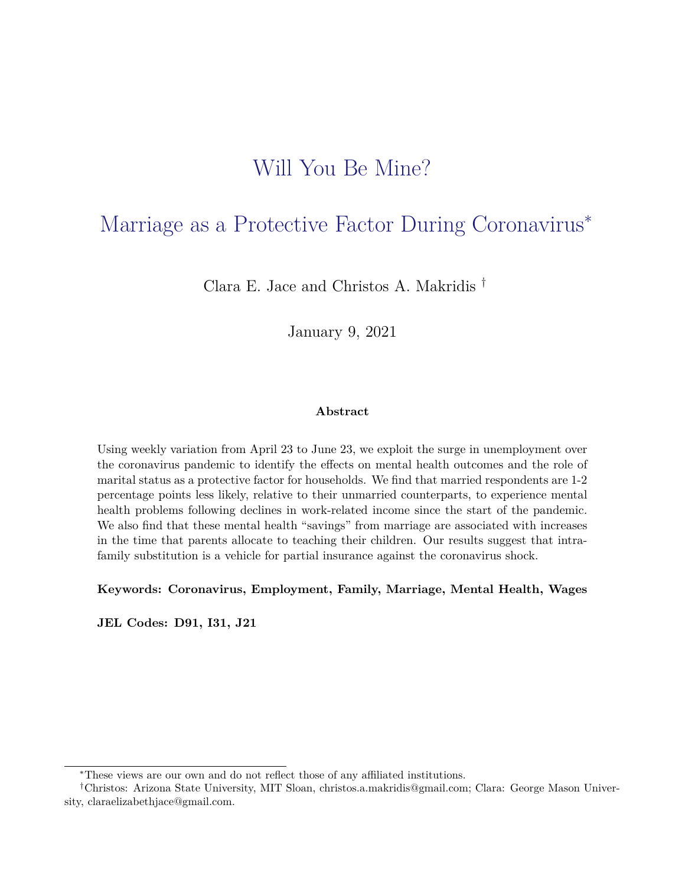# Will You Be Mine?

## Marriage as a Protective Factor During Coronavirus*

Clara E. Jace and Christos A. Makridis †

January 9, 2021

**Abstract**

Using weekly variation from April 23 to June 23, we exploit the surge in unemployment over the coronavirus pandemic to identify the effects on mental health outcomes and the role of marital status as a protective factor for households. We find that married respondents are 1-2 percentage points less likely, relative to their unmarried counterparts, to experience mental health problems following declines in work-related income since the start of the pandemic. We also find that these mental health "savings" from marriage are associated with increases in the time that parents allocate to teaching their children. Our results suggest that intra-family substitution is a vehicle for partial insurance against the coronavirus shock.

**Keywords: Coronavirus, Employment, Family, Marriage, Mental Health, Wages**

**JEL Codes: D91, I31, J21**

---

*These views are our own and do not reflect those of any affiliated institutions.

†Christos: Arizona State University, MIT Sloan, christos.a.makridis@gmail.com; Clara: George Mason University, claraelizabethjace@gmail.com.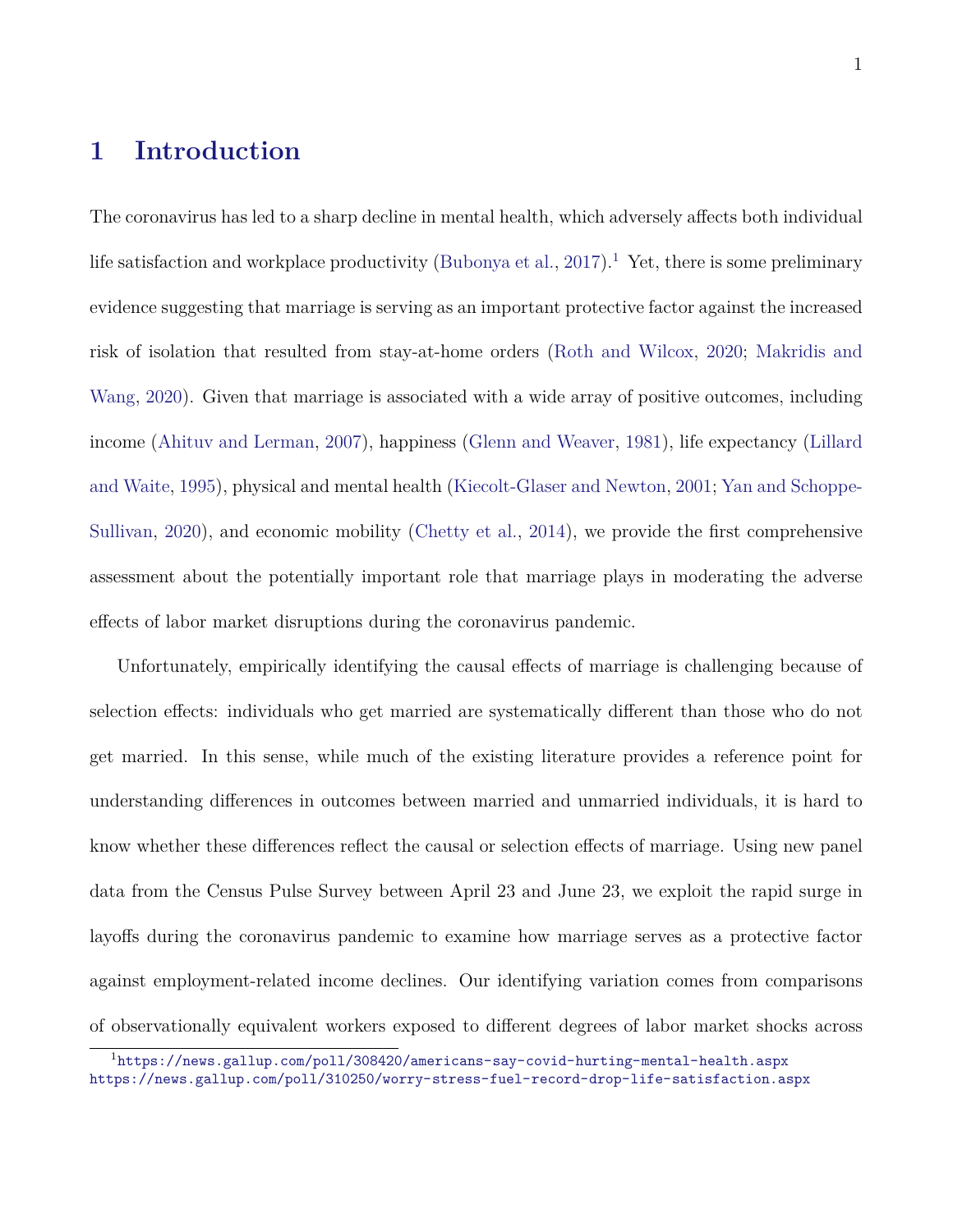# 1 Introduction

The coronavirus has led to a sharp decline in mental health, which adversely affects both individual life satisfaction and workplace productivity (Bubonya et al., 2017).[1] Yet, there is some preliminary evidence suggesting that marriage is serving as an important protective factor against the increased risk of isolation that resulted from stay-at-home orders (Roth and Wilcox, 2020; Makridis and Wang, 2020). Given that marriage is associated with a wide array of positive outcomes, including income (Ahituv and Lerman, 2007), happiness (Glenn and Weaver, 1981), life expectancy (Lillard and Waite, 1995), physical and mental health (Kiecolt-Glaser and Newton, 2001; Yan and Schoppe-Sullivan, 2020), and economic mobility (Chetty et al., 2014), we provide the first comprehensive assessment about the potentially important role that marriage plays in moderating the adverse effects of labor market disruptions during the coronavirus pandemic.

Unfortunately, empirically identifying the causal effects of marriage is challenging because of selection effects: individuals who get married are systematically different than those who do not get married. In this sense, while much of the existing literature provides a reference point for understanding differences in outcomes between married and unmarried individuals, it is hard to know whether these differences reflect the causal or selection effects of marriage. Using new panel data from the Census Pulse Survey between April 23 and June 23, we exploit the rapid surge in layoffs during the coronavirus pandemic to examine how marriage serves as a protective factor against employment-related income declines. Our identifying variation comes from comparisons of observationally equivalent workers exposed to different degrees of labor market shocks across

[1] https://news.gallup.com/poll/308420/americans-say-covid-hurting-mental-health.aspx https://news.gallup.com/poll/310250/worry-stress-fuel-record-drop-life-satisfaction.aspx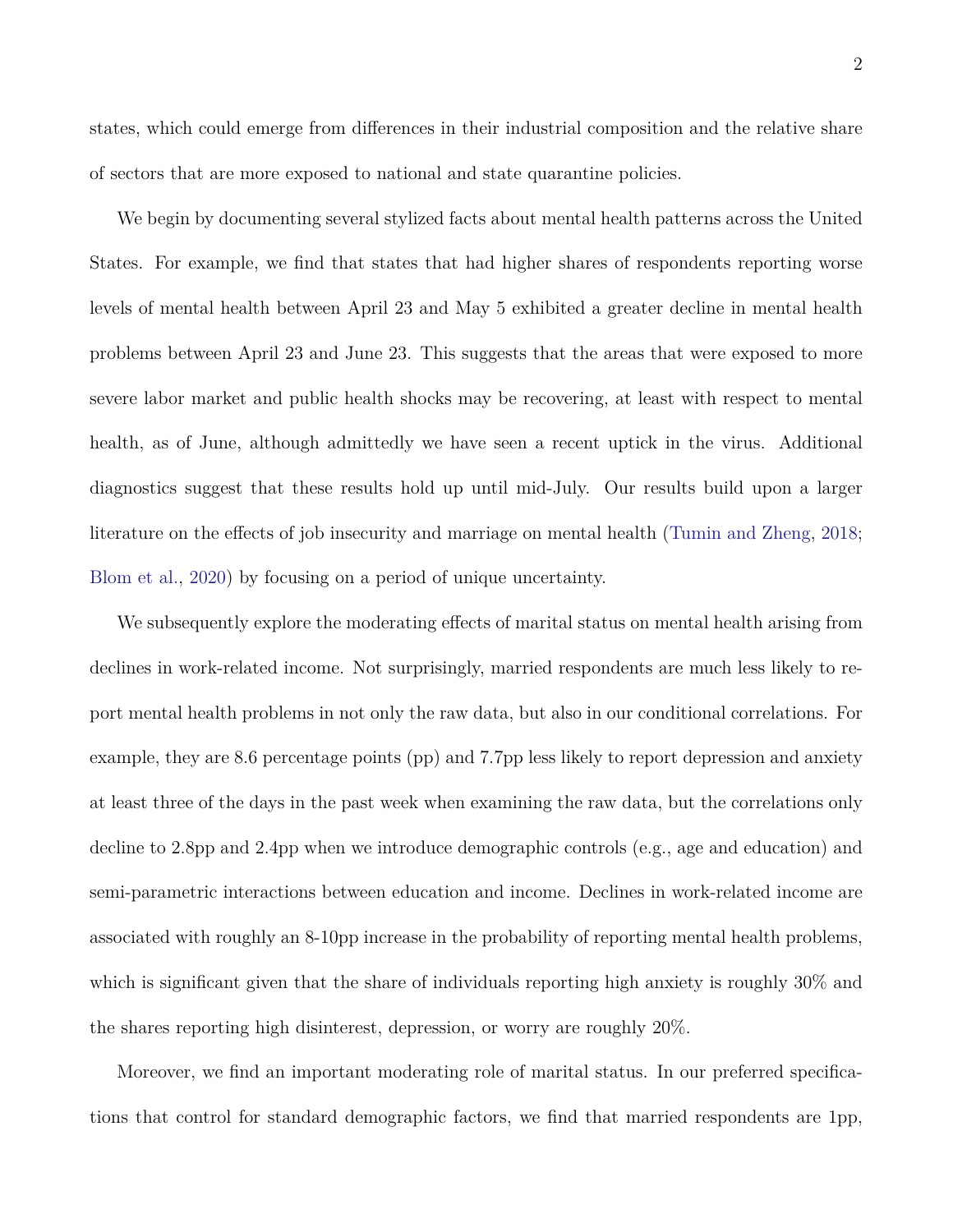states, which could emerge from differences in their industrial composition and the relative share of sectors that are more exposed to national and state quarantine policies.

We begin by documenting several stylized facts about mental health patterns across the United States. For example, we find that states that had higher shares of respondents reporting worse levels of mental health between April 23 and May 5 exhibited a greater decline in mental health problems between April 23 and June 23. This suggests that the areas that were exposed to more severe labor market and public health shocks may be recovering, at least with respect to mental health, as of June, although admittedly we have seen a recent uptick in the virus. Additional diagnostics suggest that these results hold up until mid-July. Our results build upon a larger literature on the effects of job insecurity and marriage on mental health (Tumin and Zheng, 2018; Blom et al., 2020) by focusing on a period of unique uncertainty.

We subsequently explore the moderating effects of marital status on mental health arising from declines in work-related income. Not surprisingly, married respondents are much less likely to report mental health problems in not only the raw data, but also in our conditional correlations. For example, they are 8.6 percentage points (pp) and 7.7pp less likely to report depression and anxiety at least three of the days in the past week when examining the raw data, but the correlations only decline to 2.8pp and 2.4pp when we introduce demographic controls (e.g., age and education) and semi-parametric interactions between education and income. Declines in work-related income are associated with roughly an 8-10pp increase in the probability of reporting mental health problems, which is significant given that the share of individuals reporting high anxiety is roughly 30% and the shares reporting high disinterest, depression, or worry are roughly 20%.

Moreover, we find an important moderating role of marital status. In our preferred specifications that control for standard demographic factors, we find that married respondents are 1pp,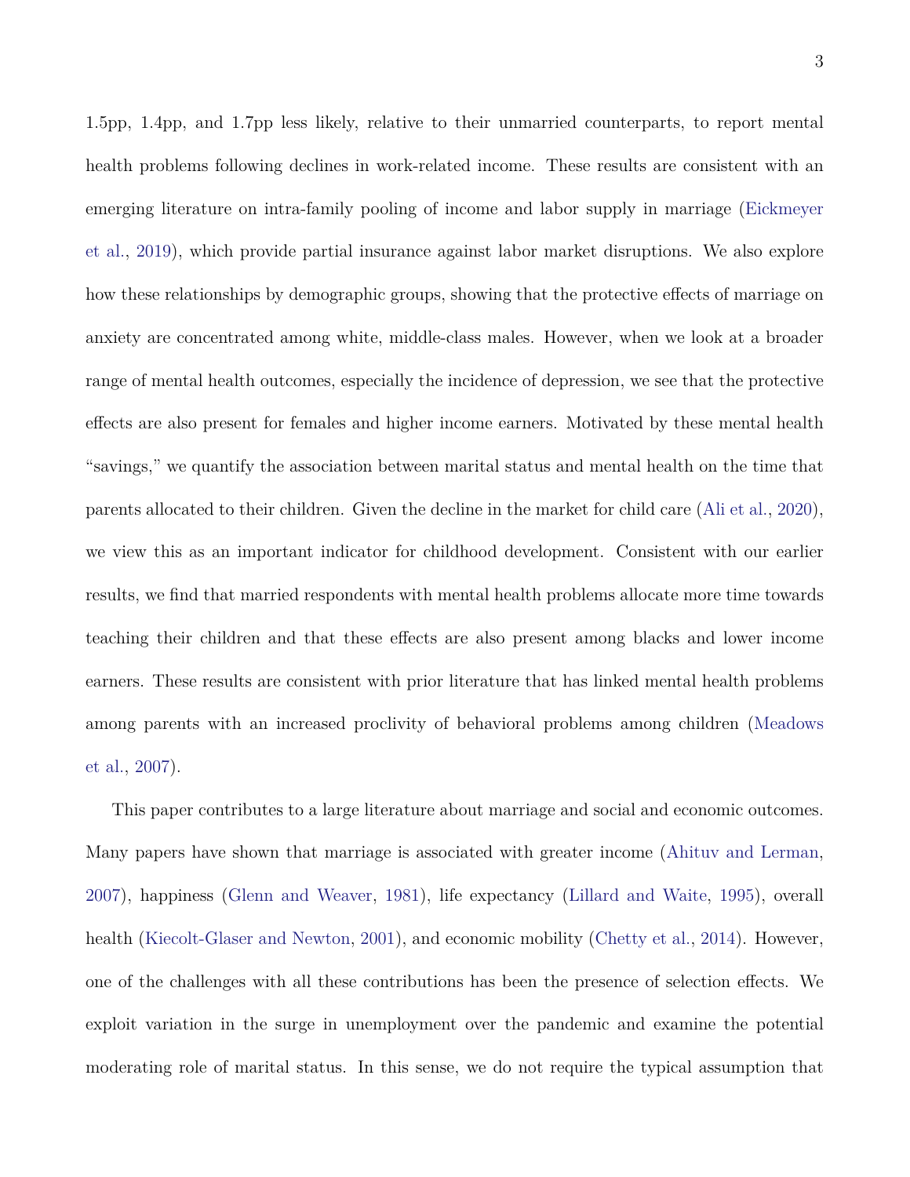1.5pp, 1.4pp, and 1.7pp less likely, relative to their unmarried counterparts, to report mental health problems following declines in work-related income. These results are consistent with an emerging literature on intra-family pooling of income and labor supply in marriage (Eickmeyer et al., 2019), which provide partial insurance against labor market disruptions. We also explore how these relationships by demographic groups, showing that the protective effects of marriage on anxiety are concentrated among white, middle-class males. However, when we look at a broader range of mental health outcomes, especially the incidence of depression, we see that the protective effects are also present for females and higher income earners. Motivated by these mental health "savings," we quantify the association between marital status and mental health on the time that parents allocated to their children. Given the decline in the market for child care (Ali et al., 2020), we view this as an important indicator for childhood development. Consistent with our earlier results, we find that married respondents with mental health problems allocate more time towards teaching their children and that these effects are also present among blacks and lower income earners. These results are consistent with prior literature that has linked mental health problems among parents with an increased proclivity of behavioral problems among children (Meadows et al., 2007).

This paper contributes to a large literature about marriage and social and economic outcomes. Many papers have shown that marriage is associated with greater income (Ahituv and Lerman, 2007), happiness (Glenn and Weaver, 1981), life expectancy (Lillard and Waite, 1995), overall health (Kiecolt-Glaser and Newton, 2001), and economic mobility (Chetty et al., 2014). However, one of the challenges with all these contributions has been the presence of selection effects. We exploit variation in the surge in unemployment over the pandemic and examine the potential moderating role of marital status. In this sense, we do not require the typical assumption that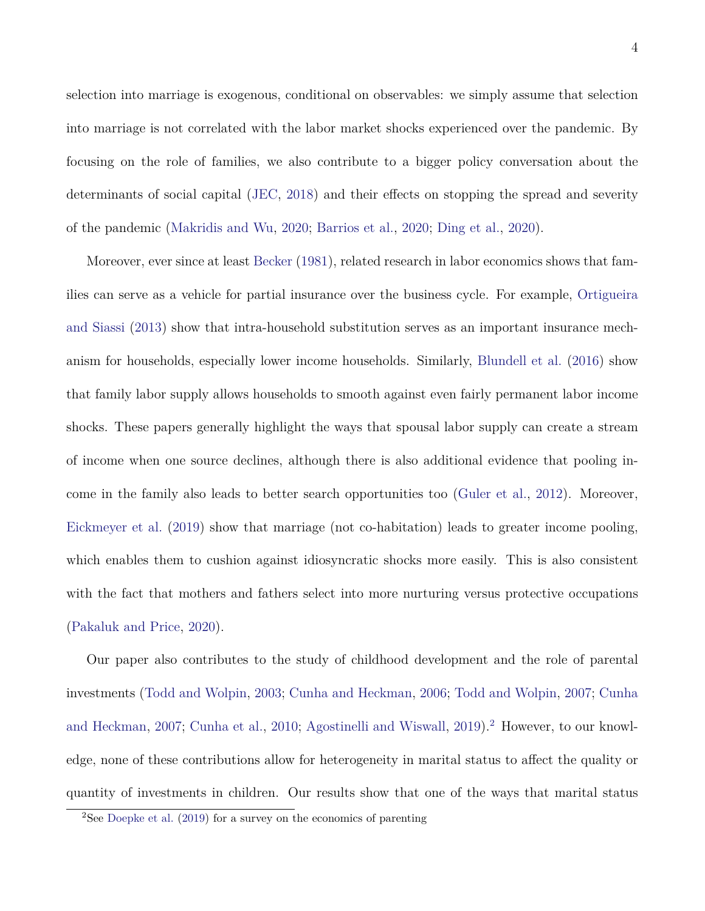selection into marriage is exogenous, conditional on observables: we simply assume that selection into marriage is not correlated with the labor market shocks experienced over the pandemic. By focusing on the role of families, we also contribute to a bigger policy conversation about the determinants of social capital (JEC, 2018) and their effects on stopping the spread and severity of the pandemic (Makridis and Wu, 2020; Barrios et al., 2020; Ding et al., 2020).

Moreover, ever since at least Becker (1981), related research in labor economics shows that families can serve as a vehicle for partial insurance over the business cycle. For example, Ortigueira and Siassi (2013) show that intra-household substitution serves as an important insurance mechanism for households, especially lower income households. Similarly, Blundell et al. (2016) show that family labor supply allows households to smooth against even fairly permanent labor income shocks. These papers generally highlight the ways that spousal labor supply can create a stream of income when one source declines, although there is also additional evidence that pooling income in the family also leads to better search opportunities too (Guler et al., 2012). Moreover, Eickmeyer et al. (2019) show that marriage (not co-habitation) leads to greater income pooling, which enables them to cushion against idiosyncratic shocks more easily. This is also consistent with the fact that mothers and fathers select into more nurturing versus protective occupations (Pakaluk and Price, 2020).

Our paper also contributes to the study of childhood development and the role of parental investments (Todd and Wolpin, 2003; Cunha and Heckman, 2006; Todd and Wolpin, 2007; Cunha and Heckman, 2007; Cunha et al., 2010; Agostinelli and Wiswall, 2019).[2] However, to our knowledge, none of these contributions allow for heterogeneity in marital status to affect the quality or quantity of investments in children. Our results show that one of the ways that marital status

[2]See Doepke et al. (2019) for a survey on the economics of parenting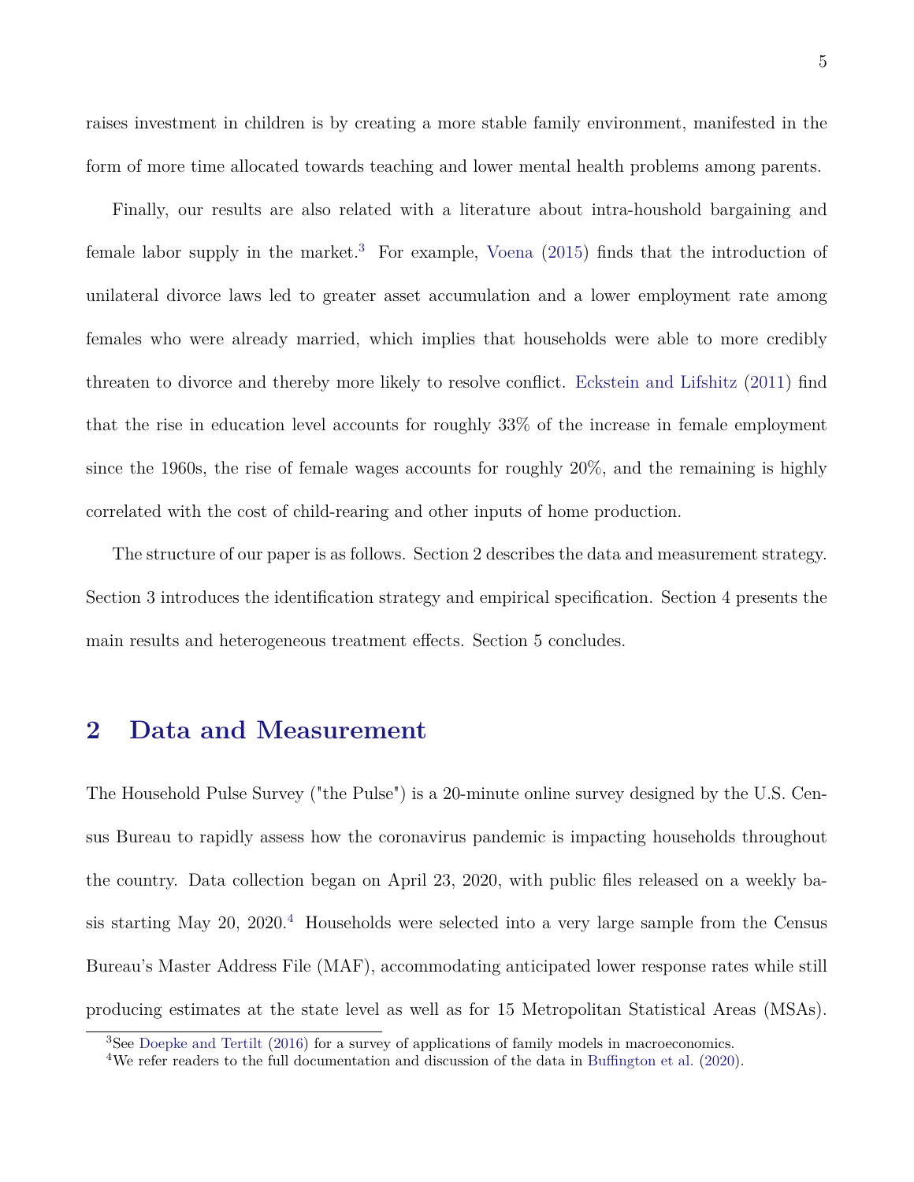raises investment in children is by creating a more stable family environment, manifested in the form of more time allocated towards teaching and lower mental health problems among parents.

Finally, our results are also related with a literature about intra-houshold bargaining and female labor supply in the market.[3] For example, Voena (2015) finds that the introduction of unilateral divorce laws led to greater asset accumulation and a lower employment rate among females who were already married, which implies that households were able to more credibly threaten to divorce and thereby more likely to resolve conflict. Eckstein and Lifshitz (2011) find that the rise in education level accounts for roughly 33% of the increase in female employment since the 1960s, the rise of female wages accounts for roughly 20%, and the remaining is highly correlated with the cost of child-rearing and other inputs of home production.

The structure of our paper is as follows. Section 2 describes the data and measurement strategy. Section 3 introduces the identification strategy and empirical specification. Section 4 presents the main results and heterogeneous treatment effects. Section 5 concludes.

## 2 Data and Measurement

The Household Pulse Survey ("the Pulse") is a 20-minute online survey designed by the U.S. Census Bureau to rapidly assess how the coronavirus pandemic is impacting households throughout the country. Data collection began on April 23, 2020, with public files released on a weekly basis starting May 20, 2020.[4] Households were selected into a very large sample from the Census Bureau's Master Address File (MAF), accommodating anticipated lower response rates while still producing estimates at the state level as well as for 15 Metropolitan Statistical Areas (MSAs).

[3] See Doepke and Tertilt (2016) for a survey of applications of family models in macroeconomics.

[4] We refer readers to the full documentation and discussion of the data in Buffington et al. (2020).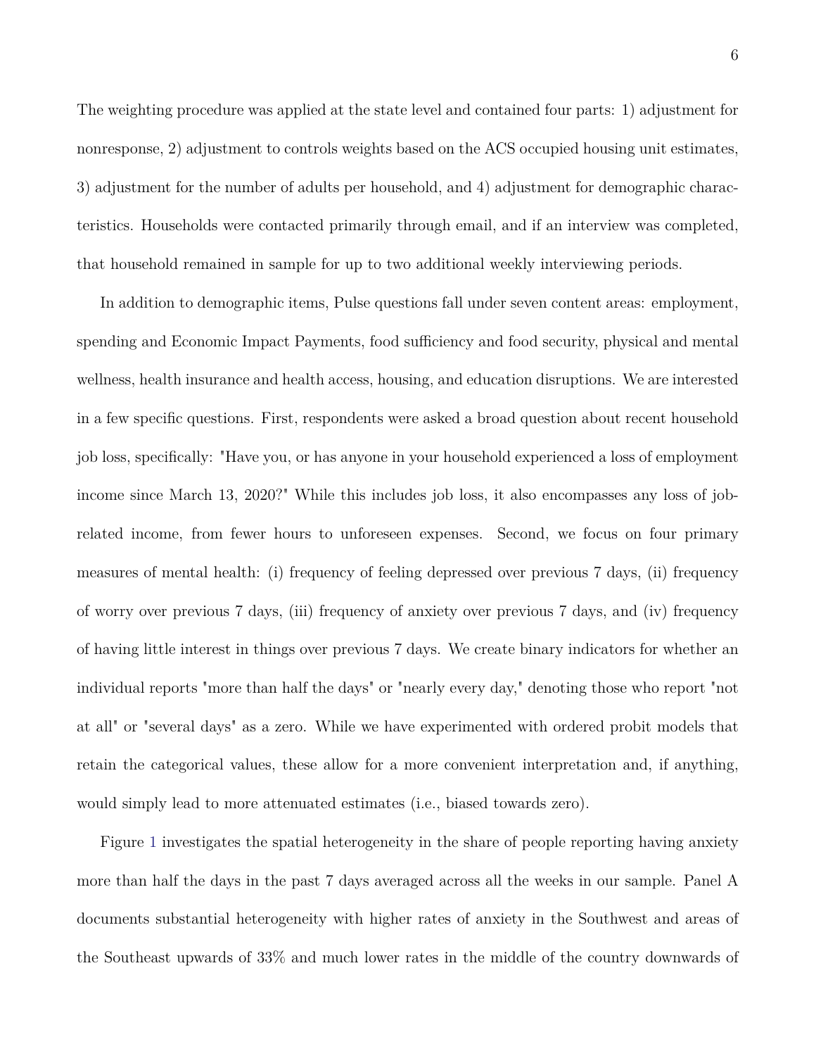The weighting procedure was applied at the state level and contained four parts: 1) adjustment for nonresponse, 2) adjustment to controls weights based on the ACS occupied housing unit estimates, 3) adjustment for the number of adults per household, and 4) adjustment for demographic characteristics. Households were contacted primarily through email, and if an interview was completed, that household remained in sample for up to two additional weekly interviewing periods.

In addition to demographic items, Pulse questions fall under seven content areas: employment, spending and Economic Impact Payments, food sufficiency and food security, physical and mental wellness, health insurance and health access, housing, and education disruptions. We are interested in a few specific questions. First, respondents were asked a broad question about recent household job loss, specifically: "Have you, or has anyone in your household experienced a loss of employment income since March 13, 2020?" While this includes job loss, it also encompasses any loss of job-related income, from fewer hours to unforeseen expenses. Second, we focus on four primary measures of mental health: (i) frequency of feeling depressed over previous 7 days, (ii) frequency of worry over previous 7 days, (iii) frequency of anxiety over previous 7 days, and (iv) frequency of having little interest in things over previous 7 days. We create binary indicators for whether an individual reports "more than half the days" or "nearly every day," denoting those who report "not at all" or "several days" as a zero. While we have experimented with ordered probit models that retain the categorical values, these allow for a more convenient interpretation and, if anything, would simply lead to more attenuated estimates (i.e., biased towards zero).

Figure 1 investigates the spatial heterogeneity in the share of people reporting having anxiety more than half the days in the past 7 days averaged across all the weeks in our sample. Panel A documents substantial heterogeneity with higher rates of anxiety in the Southwest and areas of the Southeast upwards of 33% and much lower rates in the middle of the country downwards of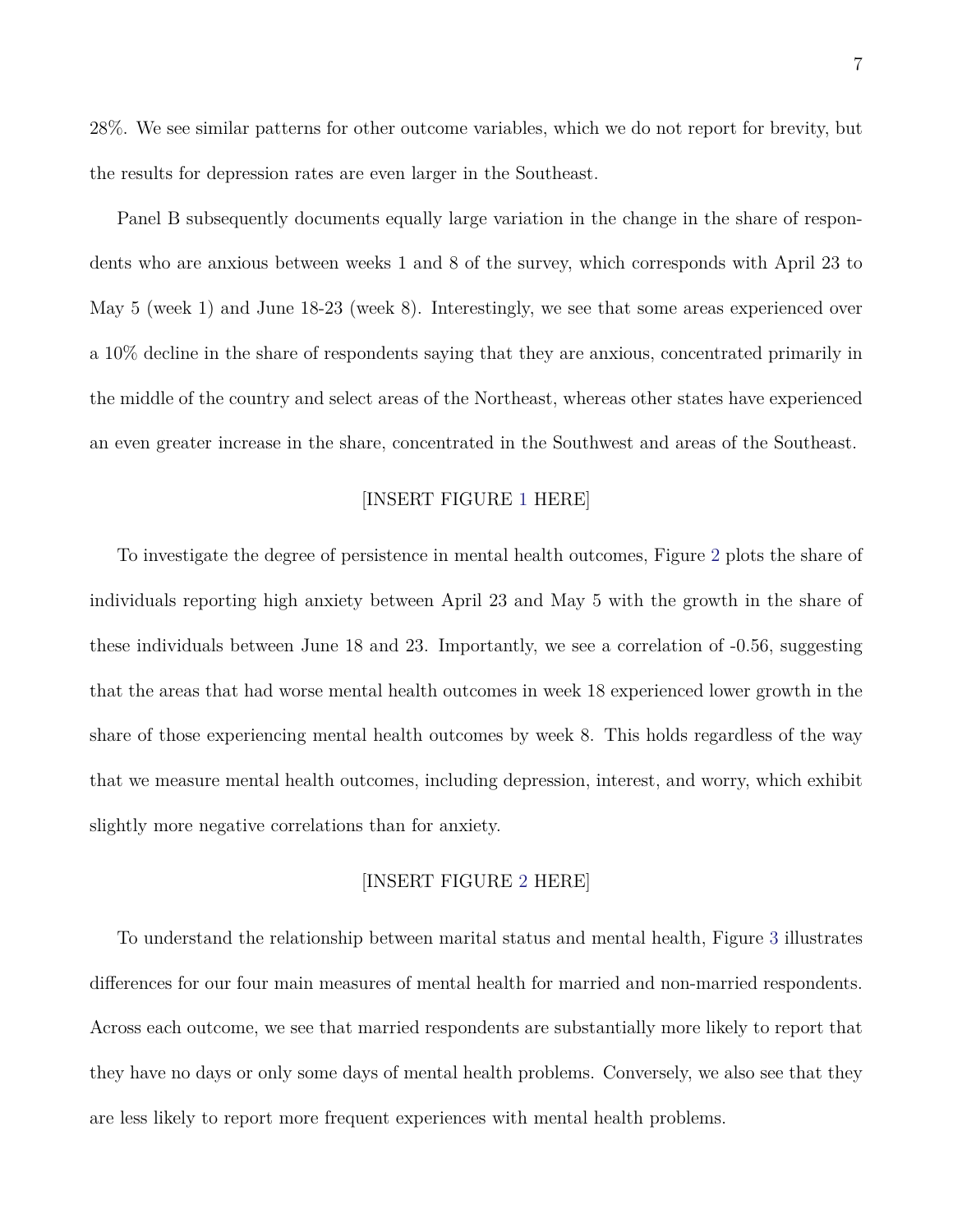28%. We see similar patterns for other outcome variables, which we do not report for brevity, but the results for depression rates are even larger in the Southeast.

Panel B subsequently documents equally large variation in the change in the share of respondents who are anxious between weeks 1 and 8 of the survey, which corresponds with April 23 to May 5 (week 1) and June 18-23 (week 8). Interestingly, we see that some areas experienced over a 10% decline in the share of respondents saying that they are anxious, concentrated primarily in the middle of the country and select areas of the Northeast, whereas other states have experienced an even greater increase in the share, concentrated in the Southwest and areas of the Southeast.

[INSERT FIGURE 1 HERE]

To investigate the degree of persistence in mental health outcomes, Figure 2 plots the share of individuals reporting high anxiety between April 23 and May 5 with the growth in the share of these individuals between June 18 and 23. Importantly, we see a correlation of -0.56, suggesting that the areas that had worse mental health outcomes in week 18 experienced lower growth in the share of those experiencing mental health outcomes by week 8. This holds regardless of the way that we measure mental health outcomes, including depression, interest, and worry, which exhibit slightly more negative correlations than for anxiety.

[INSERT FIGURE 2 HERE]

To understand the relationship between marital status and mental health, Figure 3 illustrates differences for our four main measures of mental health for married and non-married respondents. Across each outcome, we see that married respondents are substantially more likely to report that they have no days or only some days of mental health problems. Conversely, we also see that they are less likely to report more frequent experiences with mental health problems.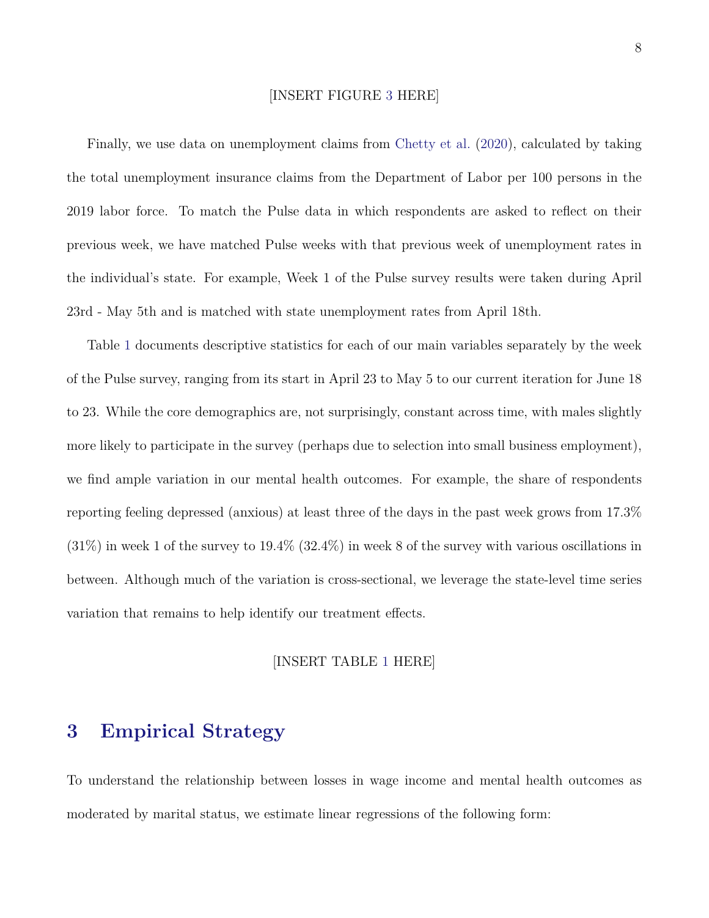[INSERT FIGURE 3 HERE]

Finally, we use data on unemployment claims from Chetty et al. (2020), calculated by taking the total unemployment insurance claims from the Department of Labor per 100 persons in the 2019 labor force. To match the Pulse data in which respondents are asked to reflect on their previous week, we have matched Pulse weeks with that previous week of unemployment rates in the individual's state. For example, Week 1 of the Pulse survey results were taken during April 23rd - May 5th and is matched with state unemployment rates from April 18th.

Table 1 documents descriptive statistics for each of our main variables separately by the week of the Pulse survey, ranging from its start in April 23 to May 5 to our current iteration for June 18 to 23. While the core demographics are, not surprisingly, constant across time, with males slightly more likely to participate in the survey (perhaps due to selection into small business employment), we find ample variation in our mental health outcomes. For example, the share of respondents reporting feeling depressed (anxious) at least three of the days in the past week grows from 17.3% (31%) in week 1 of the survey to 19.4% (32.4%) in week 8 of the survey with various oscillations in between. Although much of the variation is cross-sectional, we leverage the state-level time series variation that remains to help identify our treatment effects.

[INSERT TABLE 1 HERE]

## 3 Empirical Strategy

To understand the relationship between losses in wage income and mental health outcomes as moderated by marital status, we estimate linear regressions of the following form: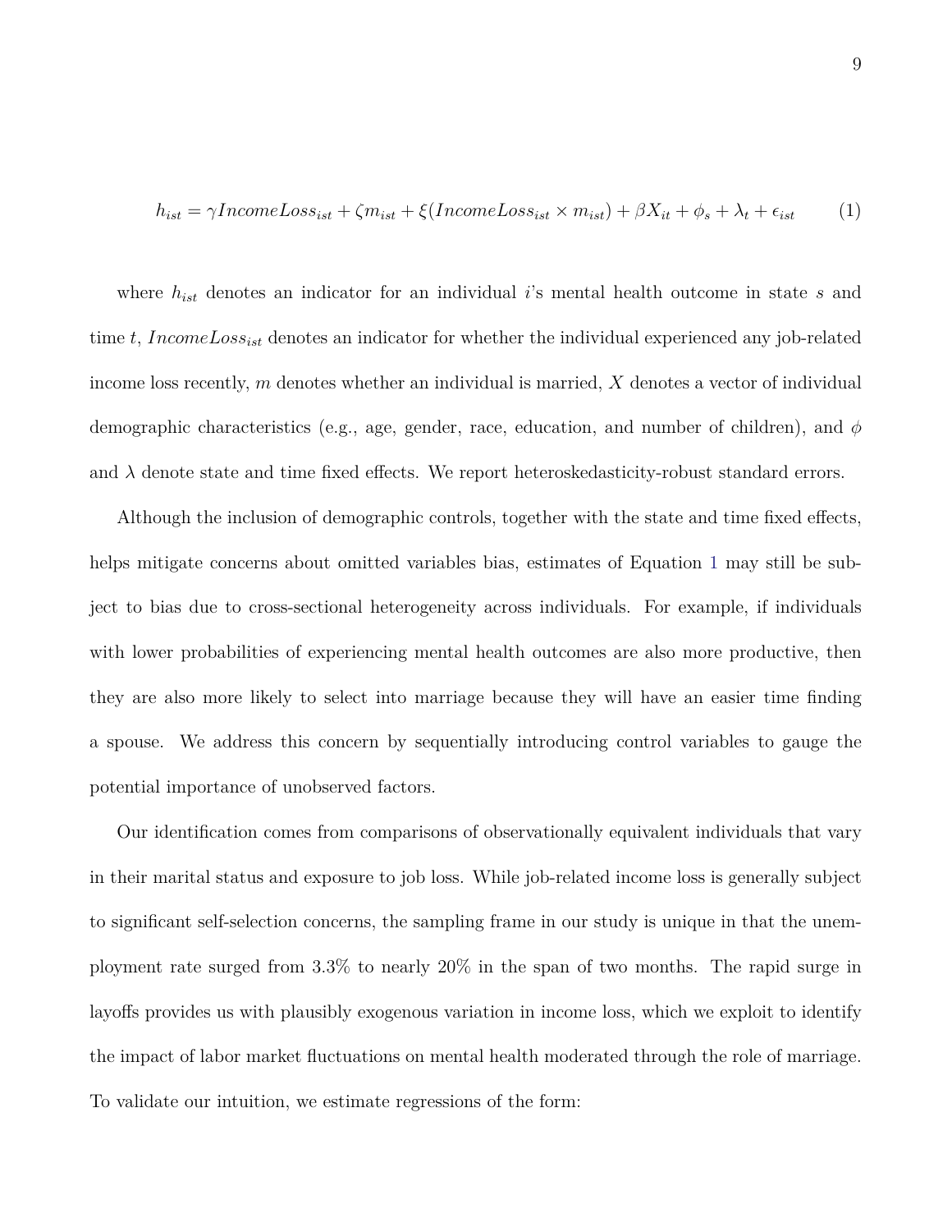$$h_{ist} = \gamma IncomeLoss_{ist} + \zeta m_{ist} + \xi(IncomeLoss_{ist} \times m_{ist}) + \beta X_{it} + \phi_s + \lambda_t + \epsilon_{ist} \quad (1)$$

where $h_{ist}$ denotes an indicator for an individual $i$'s mental health outcome in state $s$ and time $t$, $IncomeLoss_{ist}$ denotes an indicator for whether the individual experienced any job-related income loss recently, $m$ denotes whether an individual is married, $X$ denotes a vector of individual demographic characteristics (e.g., age, gender, race, education, and number of children), and $\phi$ and $\lambda$ denote state and time fixed effects. We report heteroskedasticity-robust standard errors.

Although the inclusion of demographic controls, together with the state and time fixed effects, helps mitigate concerns about omitted variables bias, estimates of Equation 1 may still be subject to bias due to cross-sectional heterogeneity across individuals. For example, if individuals with lower probabilities of experiencing mental health outcomes are also more productive, then they are also more likely to select into marriage because they will have an easier time finding a spouse. We address this concern by sequentially introducing control variables to gauge the potential importance of unobserved factors.

Our identification comes from comparisons of observationally equivalent individuals that vary in their marital status and exposure to job loss. While job-related income loss is generally subject to significant self-selection concerns, the sampling frame in our study is unique in that the unemployment rate surged from 3.3% to nearly 20% in the span of two months. The rapid surge in layoffs provides us with plausibly exogenous variation in income loss, which we exploit to identify the impact of labor market fluctuations on mental health moderated through the role of marriage. To validate our intuition, we estimate regressions of the form: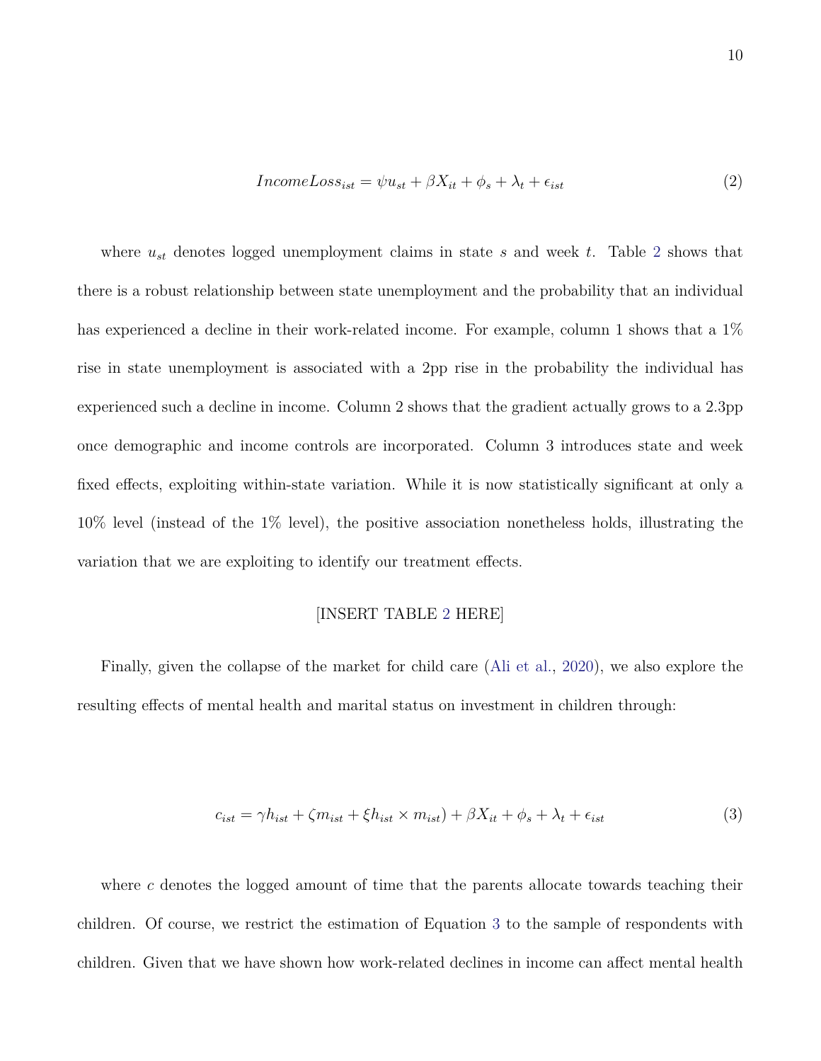$$IncomeLoss_{ist} = \psi u_{st} + \beta X_{it} + \phi_s + \lambda_t + \epsilon_{ist} \tag{2}$$

where $u_{st}$ denotes logged unemployment claims in state $s$ and week $t$. Table 2 shows that there is a robust relationship between state unemployment and the probability that an individual has experienced a decline in their work-related income. For example, column 1 shows that a 1% rise in state unemployment is associated with a 2pp rise in the probability the individual has experienced such a decline in income. Column 2 shows that the gradient actually grows to a 2.3pp once demographic and income controls are incorporated. Column 3 introduces state and week fixed effects, exploiting within-state variation. While it is now statistically significant at only a 10% level (instead of the 1% level), the positive association nonetheless holds, illustrating the variation that we are exploiting to identify our treatment effects.

[INSERT TABLE 2 HERE]

Finally, given the collapse of the market for child care (Ali et al., 2020), we also explore the resulting effects of mental health and marital status on investment in children through:

$$c_{ist} = \gamma h_{ist} + \zeta m_{ist} + \xi h_{ist} \times m_{ist}) + \beta X_{it} + \phi_s + \lambda_t + \epsilon_{ist} \tag{3}$$

where $c$ denotes the logged amount of time that the parents allocate towards teaching their children. Of course, we restrict the estimation of Equation 3 to the sample of respondents with children. Given that we have shown how work-related declines in income can affect mental health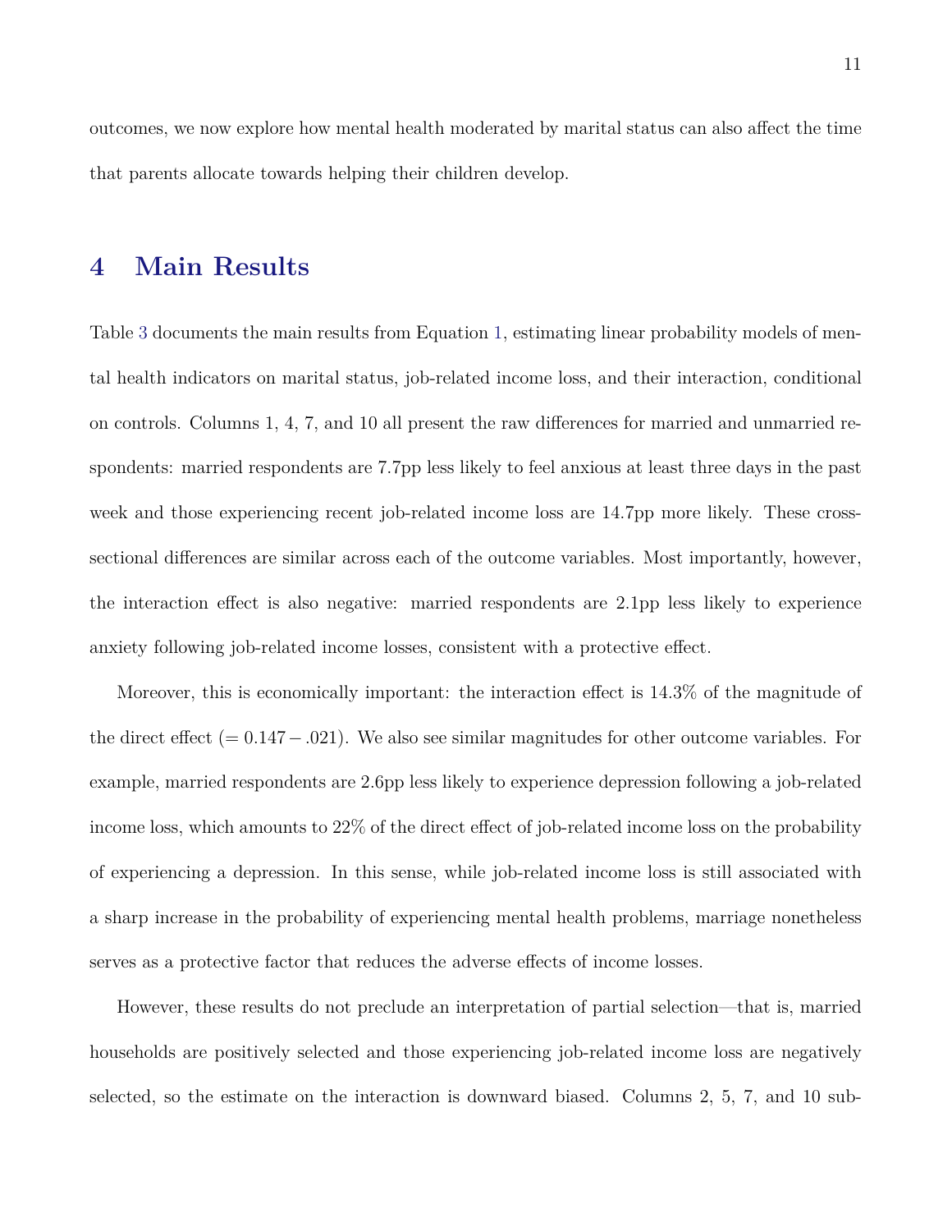outcomes, we now explore how mental health moderated by marital status can also affect the time that parents allocate towards helping their children develop.

# 4 Main Results

Table 3 documents the main results from Equation 1, estimating linear probability models of mental health indicators on marital status, job-related income loss, and their interaction, conditional on controls. Columns 1, 4, 7, and 10 all present the raw differences for married and unmarried respondents: married respondents are 7.7pp less likely to feel anxious at least three days in the past week and those experiencing recent job-related income loss are 14.7pp more likely. These cross-sectional differences are similar across each of the outcome variables. Most importantly, however, the interaction effect is also negative: married respondents are 2.1pp less likely to experience anxiety following job-related income losses, consistent with a protective effect.

Moreover, this is economically important: the interaction effect is 14.3% of the magnitude of the direct effect ($= 0.147 - .021$). We also see similar magnitudes for other outcome variables. For example, married respondents are 2.6pp less likely to experience depression following a job-related income loss, which amounts to 22% of the direct effect of job-related income loss on the probability of experiencing a depression. In this sense, while job-related income loss is still associated with a sharp increase in the probability of experiencing mental health problems, marriage nonetheless serves as a protective factor that reduces the adverse effects of income losses.

However, these results do not preclude an interpretation of partial selection—that is, married households are positively selected and those experiencing job-related income loss are negatively selected, so the estimate on the interaction is downward biased. Columns 2, 5, 7, and 10 sub-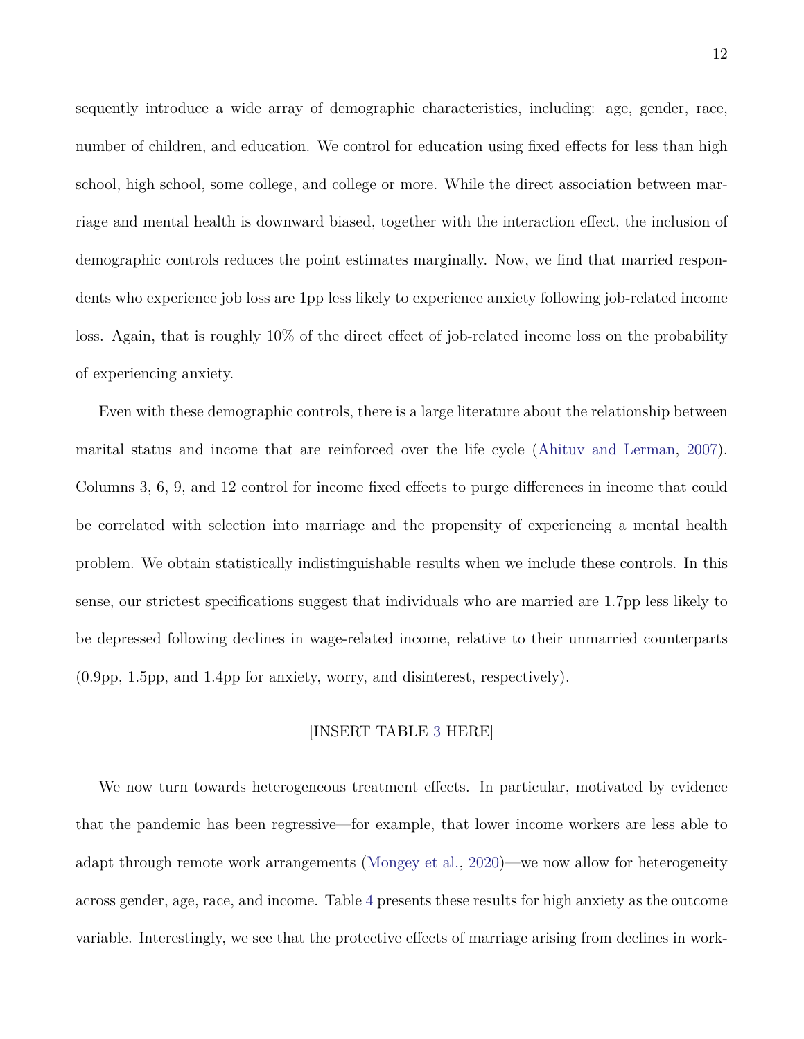sequently introduce a wide array of demographic characteristics, including: age, gender, race, number of children, and education. We control for education using fixed effects for less than high school, high school, some college, and college or more. While the direct association between marriage and mental health is downward biased, together with the interaction effect, the inclusion of demographic controls reduces the point estimates marginally. Now, we find that married respondents who experience job loss are 1pp less likely to experience anxiety following job-related income loss. Again, that is roughly 10% of the direct effect of job-related income loss on the probability of experiencing anxiety.

Even with these demographic controls, there is a large literature about the relationship between marital status and income that are reinforced over the life cycle (Ahituv and Lerman, 2007). Columns 3, 6, 9, and 12 control for income fixed effects to purge differences in income that could be correlated with selection into marriage and the propensity of experiencing a mental health problem. We obtain statistically indistinguishable results when we include these controls. In this sense, our strictest specifications suggest that individuals who are married are 1.7pp less likely to be depressed following declines in wage-related income, relative to their unmarried counterparts (0.9pp, 1.5pp, and 1.4pp for anxiety, worry, and disinterest, respectively).

[INSERT TABLE 3 HERE]

We now turn towards heterogeneous treatment effects. In particular, motivated by evidence that the pandemic has been regressive—for example, that lower income workers are less able to adapt through remote work arrangements (Mongey et al., 2020)—we now allow for heterogeneity across gender, age, race, and income. Table 4 presents these results for high anxiety as the outcome variable. Interestingly, we see that the protective effects of marriage arising from declines in work-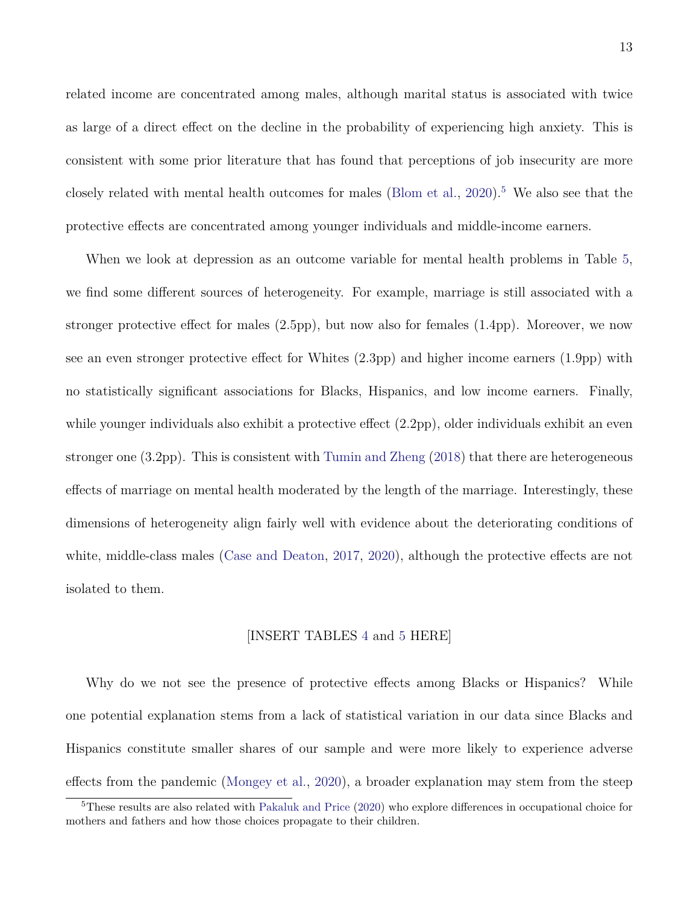related income are concentrated among males, although marital status is associated with twice as large of a direct effect on the decline in the probability of experiencing high anxiety. This is consistent with some prior literature that has found that perceptions of job insecurity are more closely related with mental health outcomes for males (Blom et al., 2020).[5] We also see that the protective effects are concentrated among younger individuals and middle-income earners.

When we look at depression as an outcome variable for mental health problems in Table 5, we find some different sources of heterogeneity. For example, marriage is still associated with a stronger protective effect for males (2.5pp), but now also for females (1.4pp). Moreover, we now see an even stronger protective effect for Whites (2.3pp) and higher income earners (1.9pp) with no statistically significant associations for Blacks, Hispanics, and low income earners. Finally, while younger individuals also exhibit a protective effect (2.2pp), older individuals exhibit an even stronger one (3.2pp). This is consistent with Tumin and Zheng (2018) that there are heterogeneous effects of marriage on mental health moderated by the length of the marriage. Interestingly, these dimensions of heterogeneity align fairly well with evidence about the deteriorating conditions of white, middle-class males (Case and Deaton, 2017, 2020), although the protective effects are not isolated to them.

[INSERT TABLES 4 and 5 HERE]

Why do we not see the presence of protective effects among Blacks or Hispanics? While one potential explanation stems from a lack of statistical variation in our data since Blacks and Hispanics constitute smaller shares of our sample and were more likely to experience adverse effects from the pandemic (Mongey et al., 2020), a broader explanation may stem from the steep

[5] These results are also related with Pakaluk and Price (2020) who explore differences in occupational choice for mothers and fathers and how those choices propagate to their children.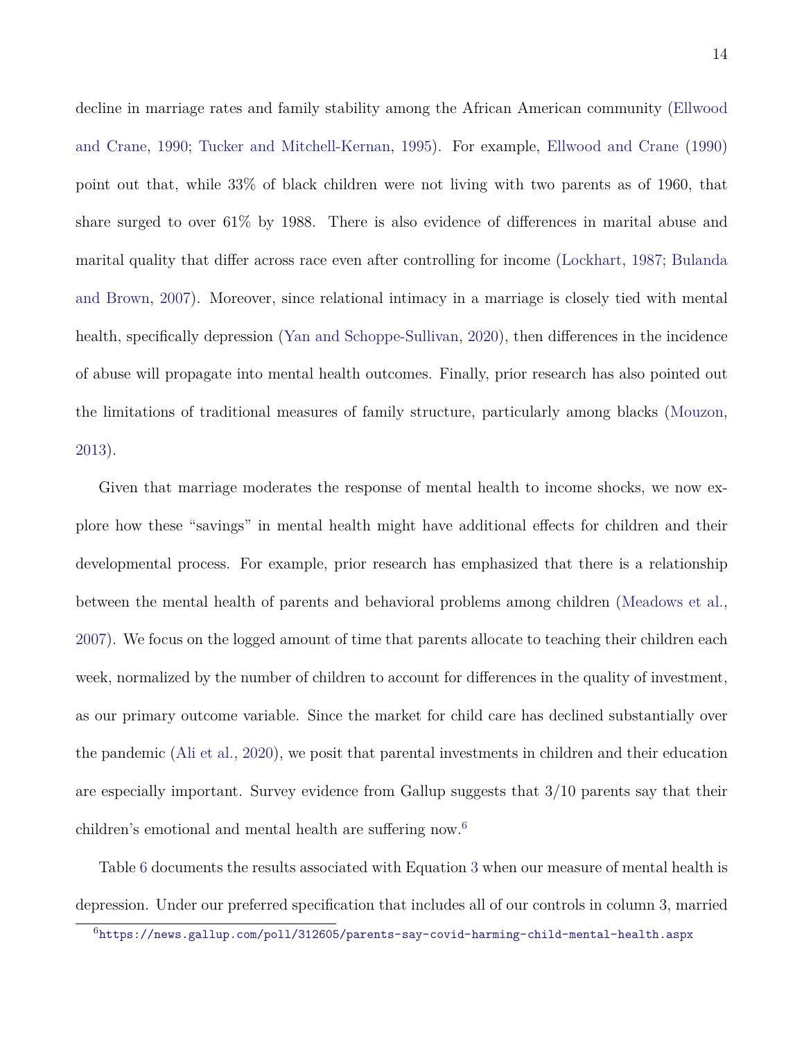decline in marriage rates and family stability among the African American community (Ellwood and Crane, 1990; Tucker and Mitchell-Kernan, 1995). For example, Ellwood and Crane (1990) point out that, while 33% of black children were not living with two parents as of 1960, that share surged to over 61% by 1988. There is also evidence of differences in marital abuse and marital quality that differ across race even after controlling for income (Lockhart, 1987; Bulanda and Brown, 2007). Moreover, since relational intimacy in a marriage is closely tied with mental health, specifically depression (Yan and Schoppe-Sullivan, 2020), then differences in the incidence of abuse will propagate into mental health outcomes. Finally, prior research has also pointed out the limitations of traditional measures of family structure, particularly among blacks (Mouzon, 2013).

Given that marriage moderates the response of mental health to income shocks, we now explore how these "savings" in mental health might have additional effects for children and their developmental process. For example, prior research has emphasized that there is a relationship between the mental health of parents and behavioral problems among children (Meadows et al., 2007). We focus on the logged amount of time that parents allocate to teaching their children each week, normalized by the number of children to account for differences in the quality of investment, as our primary outcome variable. Since the market for child care has declined substantially over the pandemic (Ali et al., 2020), we posit that parental investments in children and their education are especially important. Survey evidence from Gallup suggests that 3/10 parents say that their children's emotional and mental health are suffering now.[6]

Table 6 documents the results associated with Equation 3 when our measure of mental health is depression. Under our preferred specification that includes all of our controls in column 3, married

[6] https://news.gallup.com/poll/312605/parents-say-covid-harming-child-mental-health.aspx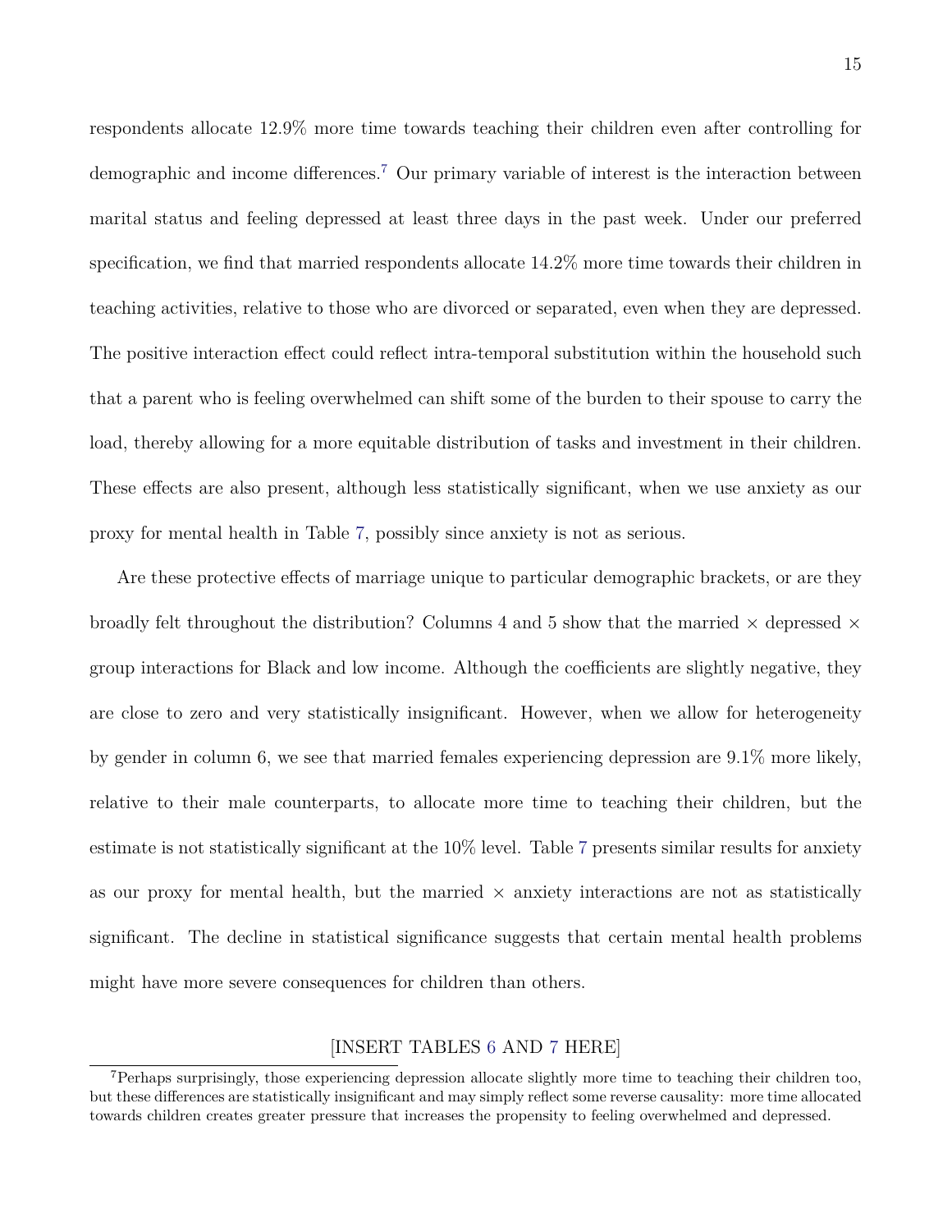respondents allocate 12.9% more time towards teaching their children even after controlling for demographic and income differences.[7] Our primary variable of interest is the interaction between marital status and feeling depressed at least three days in the past week. Under our preferred specification, we find that married respondents allocate 14.2% more time towards their children in teaching activities, relative to those who are divorced or separated, even when they are depressed. The positive interaction effect could reflect intra-temporal substitution within the household such that a parent who is feeling overwhelmed can shift some of the burden to their spouse to carry the load, thereby allowing for a more equitable distribution of tasks and investment in their children. These effects are also present, although less statistically significant, when we use anxiety as our proxy for mental health in Table 7, possibly since anxiety is not as serious.

Are these protective effects of marriage unique to particular demographic brackets, or are they broadly felt throughout the distribution? Columns 4 and 5 show that the married × depressed × group interactions for Black and low income. Although the coefficients are slightly negative, they are close to zero and very statistically insignificant. However, when we allow for heterogeneity by gender in column 6, we see that married females experiencing depression are 9.1% more likely, relative to their male counterparts, to allocate more time to teaching their children, but the estimate is not statistically significant at the 10% level. Table 7 presents similar results for anxiety as our proxy for mental health, but the married × anxiety interactions are not as statistically significant. The decline in statistical significance suggests that certain mental health problems might have more severe consequences for children than others.

[INSERT TABLES 6 AND 7 HERE]

[7] Perhaps surprisingly, those experiencing depression allocate slightly more time to teaching their children too, but these differences are statistically insignificant and may simply reflect some reverse causality: more time allocated towards children creates greater pressure that increases the propensity to feeling overwhelmed and depressed.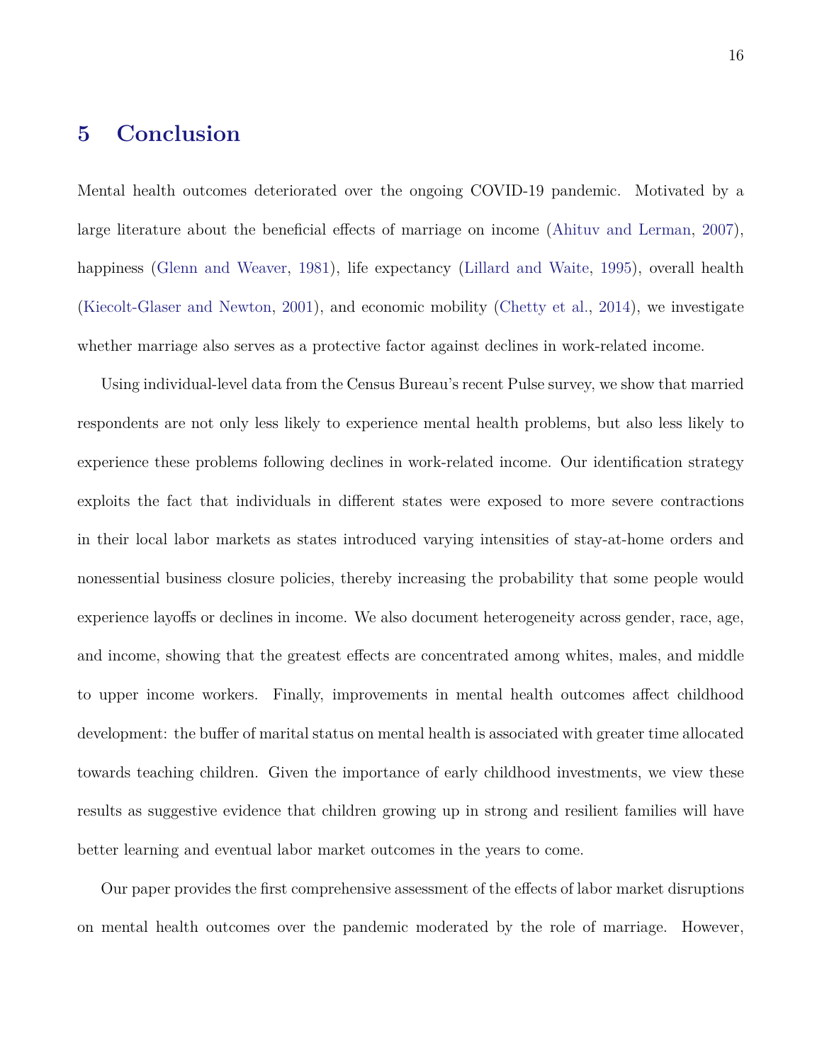## 5 Conclusion

Mental health outcomes deteriorated over the ongoing COVID-19 pandemic. Motivated by a large literature about the beneficial effects of marriage on income (Ahituv and Lerman, 2007), happiness (Glenn and Weaver, 1981), life expectancy (Lillard and Waite, 1995), overall health (Kiecolt-Glaser and Newton, 2001), and economic mobility (Chetty et al., 2014), we investigate whether marriage also serves as a protective factor against declines in work-related income.

Using individual-level data from the Census Bureau's recent Pulse survey, we show that married respondents are not only less likely to experience mental health problems, but also less likely to experience these problems following declines in work-related income. Our identification strategy exploits the fact that individuals in different states were exposed to more severe contractions in their local labor markets as states introduced varying intensities of stay-at-home orders and nonessential business closure policies, thereby increasing the probability that some people would experience layoffs or declines in income. We also document heterogeneity across gender, race, age, and income, showing that the greatest effects are concentrated among whites, males, and middle to upper income workers. Finally, improvements in mental health outcomes affect childhood development: the buffer of marital status on mental health is associated with greater time allocated towards teaching children. Given the importance of early childhood investments, we view these results as suggestive evidence that children growing up in strong and resilient families will have better learning and eventual labor market outcomes in the years to come.

Our paper provides the first comprehensive assessment of the effects of labor market disruptions on mental health outcomes over the pandemic moderated by the role of marriage. However,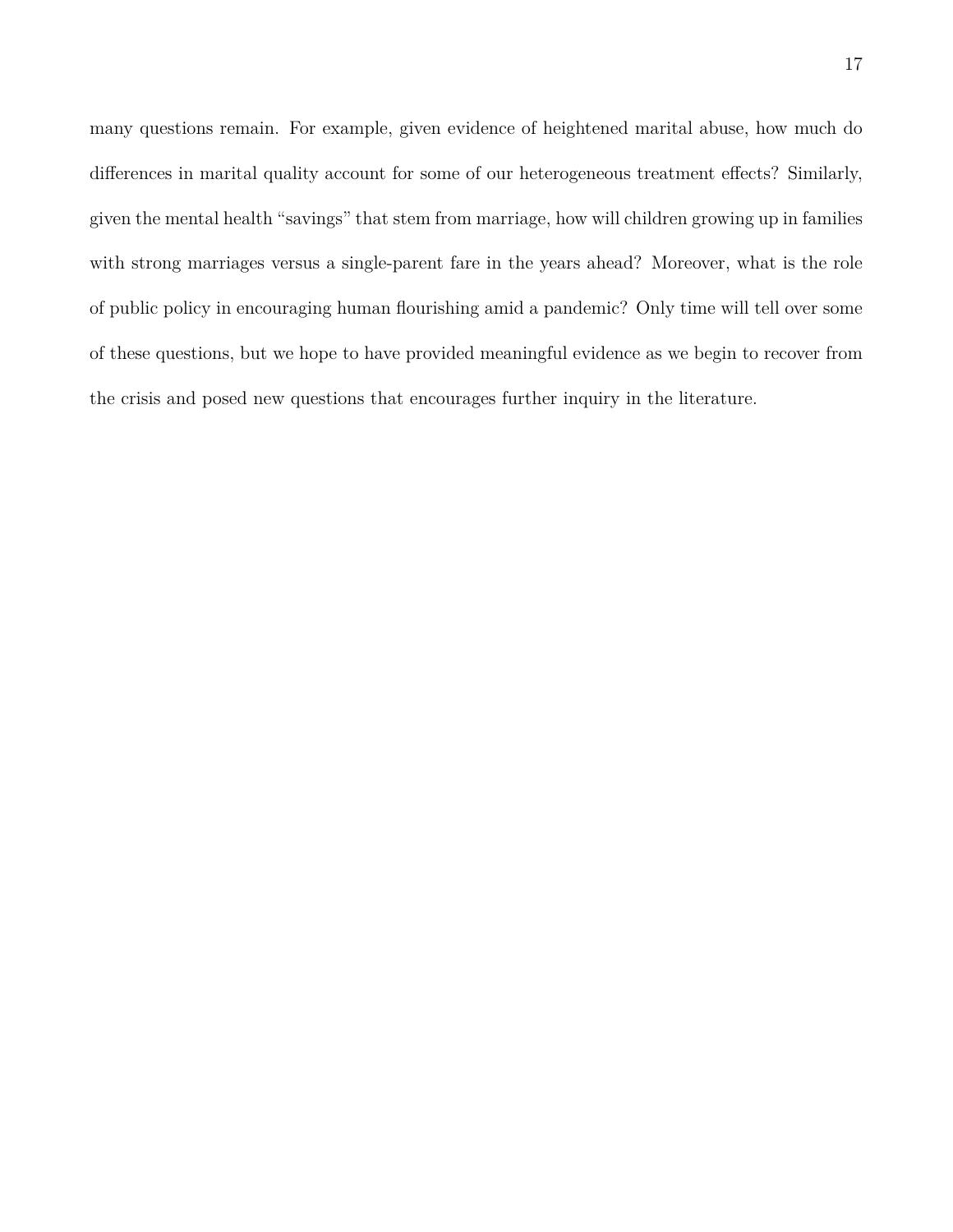many questions remain. For example, given evidence of heightened marital abuse, how much do differences in marital quality account for some of our heterogeneous treatment effects? Similarly, given the mental health "savings" that stem from marriage, how will children growing up in families with strong marriages versus a single-parent fare in the years ahead? Moreover, what is the role of public policy in encouraging human flourishing amid a pandemic? Only time will tell over some of these questions, but we hope to have provided meaningful evidence as we begin to recover from the crisis and posed new questions that encourages further inquiry in the literature.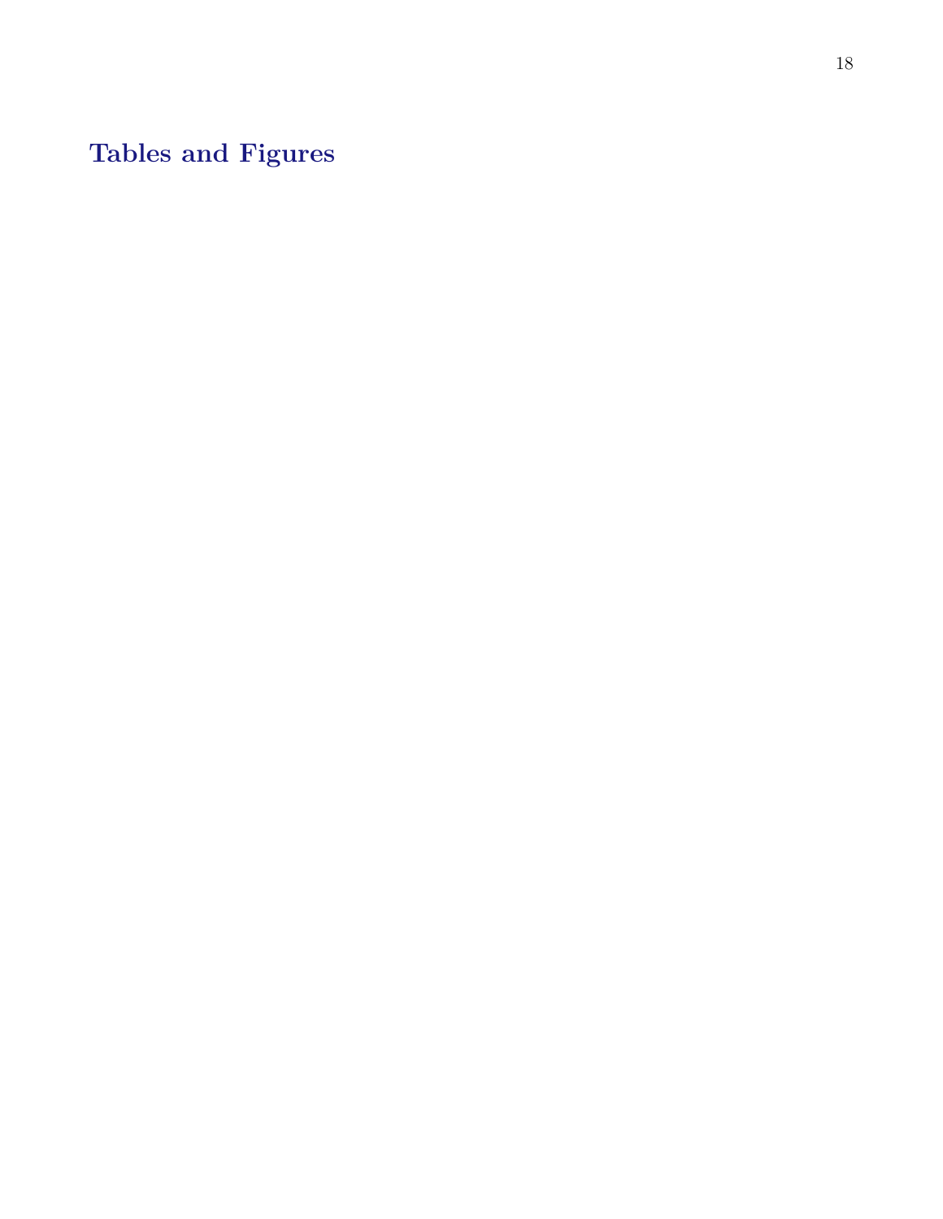# Tables and Figures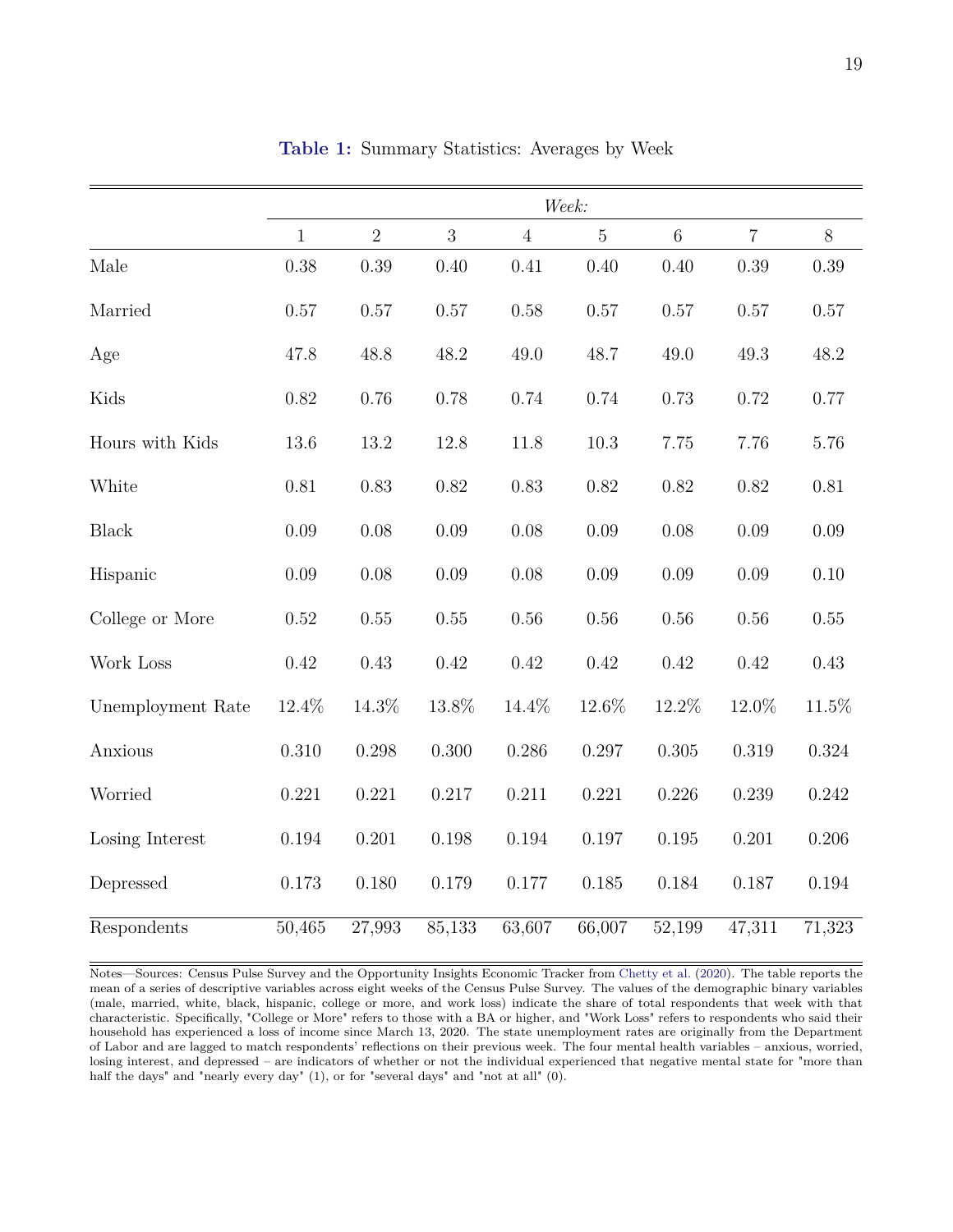**Table 1:** Summary Statistics: Averages by Week

| | *Week:* | | | | | | | |
|---|---|---|---|---|---|---|---|---|
| | 1 | 2 | 3 | 4 | 5 | 6 | 7 | 8 |
| Male | 0.38 | 0.39 | 0.40 | 0.41 | 0.40 | 0.40 | 0.39 | 0.39 |
| Married | 0.57 | 0.57 | 0.57 | 0.58 | 0.57 | 0.57 | 0.57 | 0.57 |
| Age | 47.8 | 48.8 | 48.2 | 49.0 | 48.7 | 49.0 | 49.3 | 48.2 |
| Kids | 0.82 | 0.76 | 0.78 | 0.74 | 0.74 | 0.73 | 0.72 | 0.77 |
| Hours with Kids | 13.6 | 13.2 | 12.8 | 11.8 | 10.3 | 7.75 | 7.76 | 5.76 |
| White | 0.81 | 0.83 | 0.82 | 0.83 | 0.82 | 0.82 | 0.82 | 0.81 |
| Black | 0.09 | 0.08 | 0.09 | 0.08 | 0.09 | 0.08 | 0.09 | 0.09 |
| Hispanic | 0.09 | 0.08 | 0.09 | 0.08 | 0.09 | 0.09 | 0.09 | 0.10 |
| College or More | 0.52 | 0.55 | 0.55 | 0.56 | 0.56 | 0.56 | 0.56 | 0.55 |
| Work Loss | 0.42 | 0.43 | 0.42 | 0.42 | 0.42 | 0.42 | 0.42 | 0.43 |
| Unemployment Rate | 12.4% | 14.3% | 13.8% | 14.4% | 12.6% | 12.2% | 12.0% | 11.5% |
| Anxious | 0.310 | 0.298 | 0.300 | 0.286 | 0.297 | 0.305 | 0.319 | 0.324 |
| Worried | 0.221 | 0.221 | 0.217 | 0.211 | 0.221 | 0.226 | 0.239 | 0.242 |
| Losing Interest | 0.194 | 0.201 | 0.198 | 0.194 | 0.197 | 0.195 | 0.201 | 0.206 |
| Depressed | 0.173 | 0.180 | 0.179 | 0.177 | 0.185 | 0.184 | 0.187 | 0.194 |
| Respondents | 50,465 | 27,993 | 85,133 | 63,607 | 66,007 | 52,199 | 47,311 | 71,323 |

Notes—Sources: Census Pulse Survey and the Opportunity Insights Economic Tracker from Chetty et al. (2020). The table reports the mean of a series of descriptive variables across eight weeks of the Census Pulse Survey. The values of the demographic binary variables (male, married, white, black, hispanic, college or more, and work loss) indicate the share of total respondents that week with that characteristic. Specifically, "College or More" refers to those with a BA or higher, and "Work Loss" refers to respondents who said their household has experienced a loss of income since March 13, 2020. The state unemployment rates are originally from the Department of Labor and are lagged to match respondents' reflections on their previous week. The four mental health variables – anxious, worried, losing interest, and depressed – are indicators of whether or not the individual experienced that negative mental state for "more than half the days" and "nearly every day" (1), or for "several days" and "not at all" (0).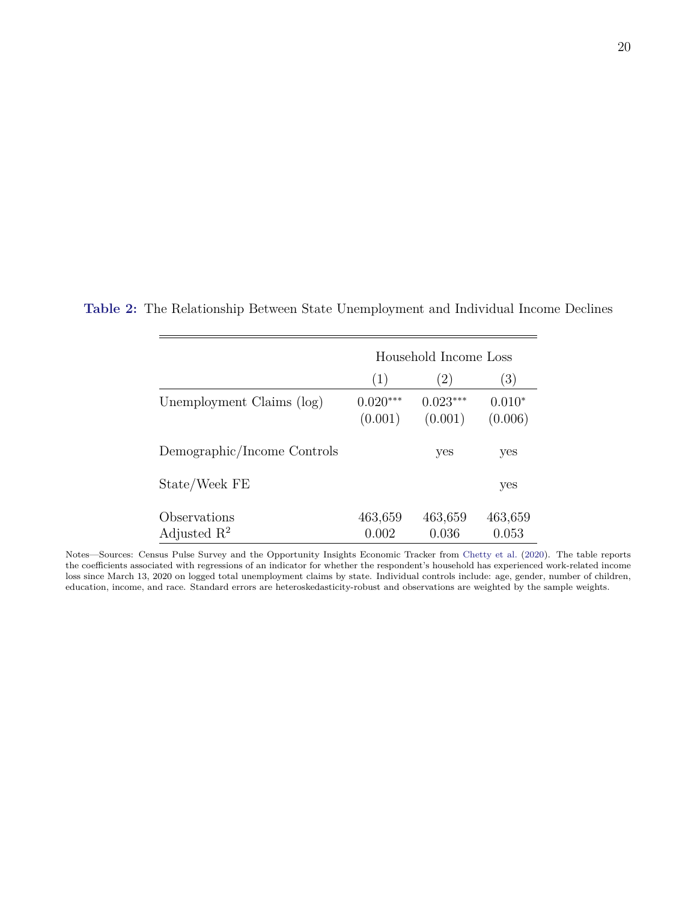**Table 2:** The Relationship Between State Unemployment and Individual Income Declines

| | Household Income Loss | | |
|---|---|---|---|
| | (1) | (2) | (3) |
| Unemployment Claims (log) | 0.020*** | 0.023*** | 0.010* |
| | (0.001) | (0.001) | (0.006) |
| Demographic/Income Controls | | yes | yes |
| State/Week FE | | | yes |
| Observations | 463,659 | 463,659 | 463,659 |
| Adjusted $R^2$ | 0.002 | 0.036 | 0.053 |

Notes—Sources: Census Pulse Survey and the Opportunity Insights Economic Tracker from Chetty et al. (2020). The table reports the coefficients associated with regressions of an indicator for whether the respondent's household has experienced work-related income loss since March 13, 2020 on logged total unemployment claims by state. Individual controls include: age, gender, number of children, education, income, and race. Standard errors are heteroskedasticity-robust and observations are weighted by the sample weights.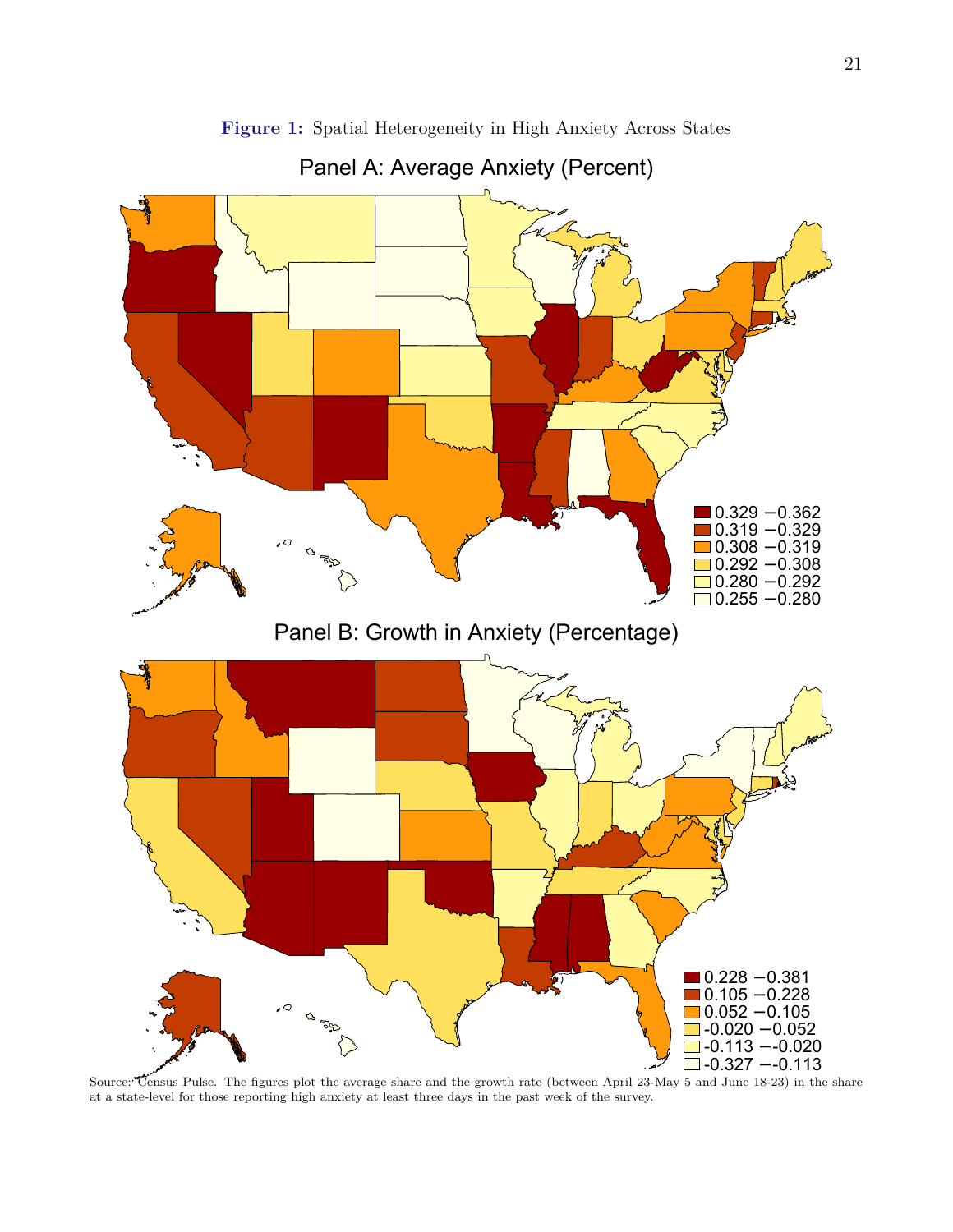**Figure 1:** Spatial Heterogeneity in High Anxiety Across States

Panel A: Average Anxiety (Percent)

0.329 −0.362
0.319 −0.329
0.308 −0.319
0.292 −0.308
0.280 −0.292
0.255 −0.280

Panel B: Growth in Anxiety (Percentage)

0.228 −0.381
0.105 −0.228
0.052 −0.105
-0.020 −0.052
-0.113 −-0.020
-0.327 −-0.113

Source: Census Pulse. The figures plot the average share and the growth rate (between April 23-May 5 and June 18-23) in the share at a state-level for those reporting high anxiety at least three days in the past week of the survey.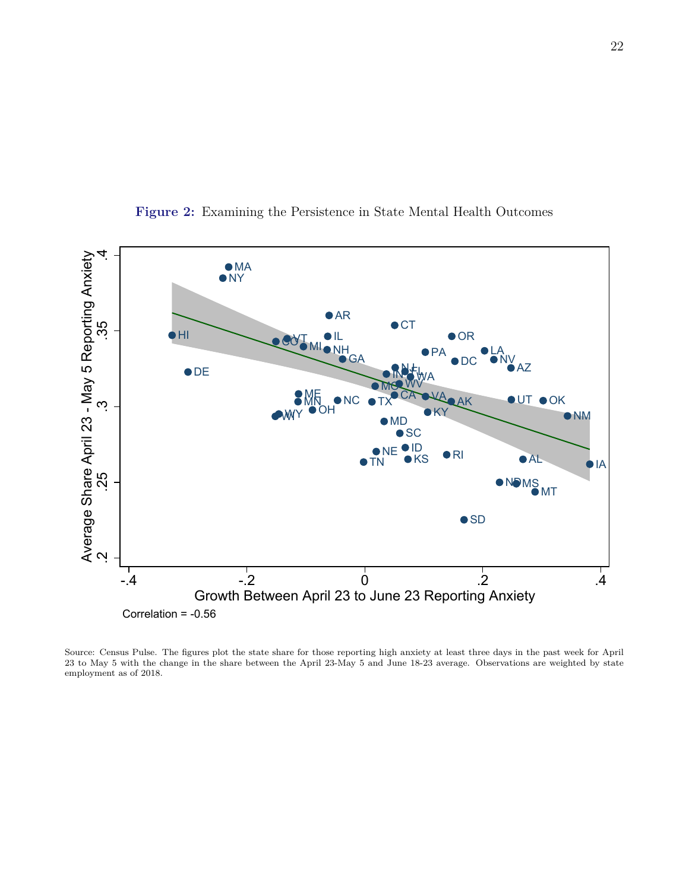**Figure 2:** Examining the Persistence in State Mental Health Outcomes

Correlation = -0.56

Source: Census Pulse. The figures plot the state share for those reporting high anxiety at least three days in the past week for April 23 to May 5 with the change in the share between the April 23-May 5 and June 18-23 average. Observations are weighted by state employment as of 2018.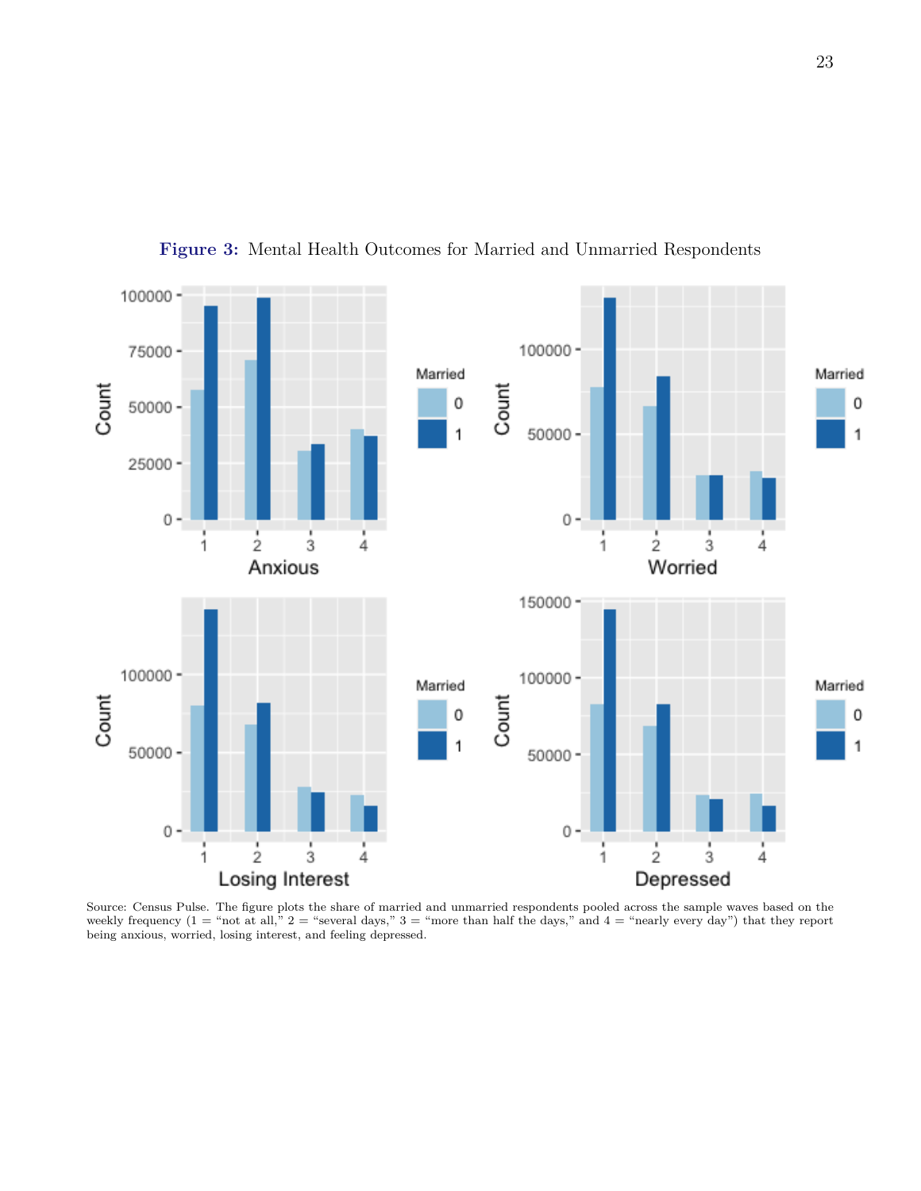**Figure 3:** Mental Health Outcomes for Married and Unmarried Respondents

Source: Census Pulse. The figure plots the share of married and unmarried respondents pooled across the sample waves based on the weekly frequency (1 = "not at all," 2 = "several days," 3 = "more than half the days," and 4 = "nearly every day") that they report being anxious, worried, losing interest, and feeling depressed.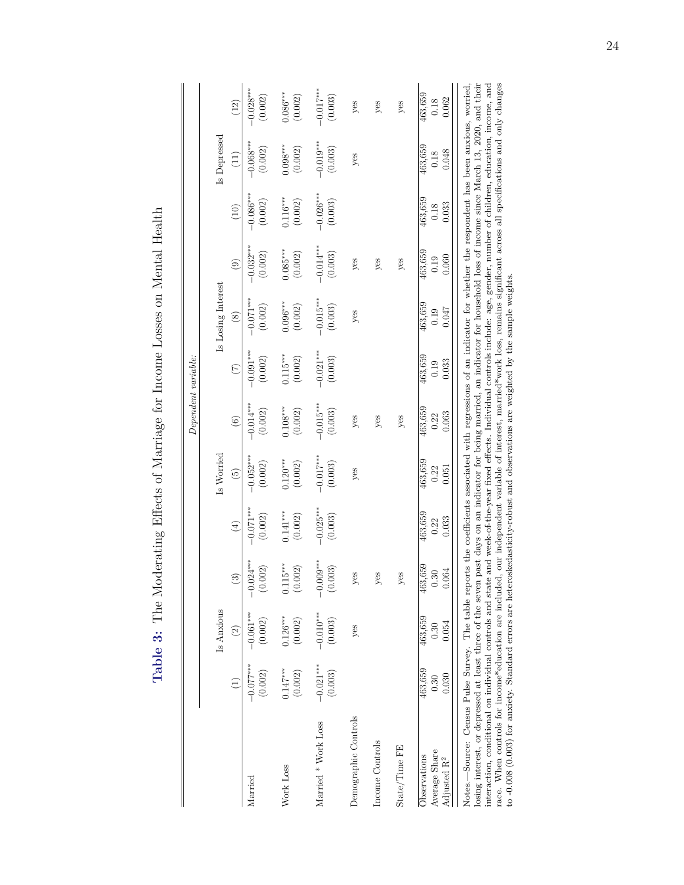**Table 3:** The Moderating Effects of Marriage for Income Losses on Mental Health

| | *Dependent variable:* | | | | | | | | | | | |
|---|---|---|---|---|---|---|---|---|---|---|---|---|
| | Is Anxious | | | Is Worried | | | Is Losing Interest | | | Is Depressed | | |
| | (1) | (2) | (3) | (4) | (5) | (6) | (7) | (8) | (9) | (10) | (11) | (12) |
| Married | −0.077*** | −0.061*** | −0.024*** | −0.071*** | −0.052*** | −0.014*** | −0.091*** | −0.071*** | −0.032*** | −0.086*** | −0.068*** | −0.028*** |
| | (0.002) | (0.002) | (0.002) | (0.002) | (0.002) | (0.002) | (0.002) | (0.002) | (0.002) | (0.002) | (0.002) | (0.002) |
| Work Loss | 0.147*** | 0.126*** | 0.115*** | 0.141*** | 0.120*** | 0.108*** | 0.115*** | 0.096*** | 0.085*** | 0.116*** | 0.098*** | 0.086*** |
| | (0.002) | (0.002) | (0.002) | (0.002) | (0.002) | (0.002) | (0.002) | (0.002) | (0.002) | (0.002) | (0.002) | (0.002) |
| Married * Work Loss | −0.021*** | −0.010*** | −0.009*** | −0.025*** | −0.017*** | −0.015*** | −0.021*** | −0.015*** | −0.014*** | −0.026*** | −0.019*** | −0.017*** |
| | (0.003) | (0.003) | (0.003) | (0.003) | (0.003) | (0.003) | (0.003) | (0.003) | (0.003) | (0.003) | (0.003) | (0.003) |
| Demographic Controls | | yes | yes | | yes | yes | | yes | yes | | yes | yes |
| Income Controls | | | yes | | | yes | | | yes | | | yes |
| State/Time FE | | | yes | | | yes | | | yes | | | yes |
| Observations | 463,659 | 463,659 | 463,659 | 463,659 | 463,659 | 463,659 | 463,659 | 463,659 | 463,659 | 463,659 | 463,659 | 463,659 |
| Average Share | 0.30 | 0.30 | 0.30 | 0.22 | 0.22 | 0.22 | 0.19 | 0.19 | 0.19 | 0.18 | 0.18 | 0.18 |
| Adjusted $R^2$ | 0.030 | 0.054 | 0.064 | 0.033 | 0.051 | 0.063 | 0.033 | 0.047 | 0.060 | 0.033 | 0.048 | 0.062 |

Notes.—Source: Census Pulse Survey. The table reports the coefficients associated with regressions of an indicator for whether the respondent has been anxious, worried, losing interest, or depressed at least three of the seven past days on an indicator for being married, an indicator for household loss of income since March 13, 2020, and their interaction, conditional on individual controls and state and week-of-the-year fixed effects. Individual controls include: age, gender, number of children, education, income, and race. When controls for income*education are included, our independent variable of interest, married*work loss, remains significant across all specifications and only changes to -0.008 (0.003) for anxiety. Standard errors are heteroskedasticity-robust and observations are weighted by the sample weights.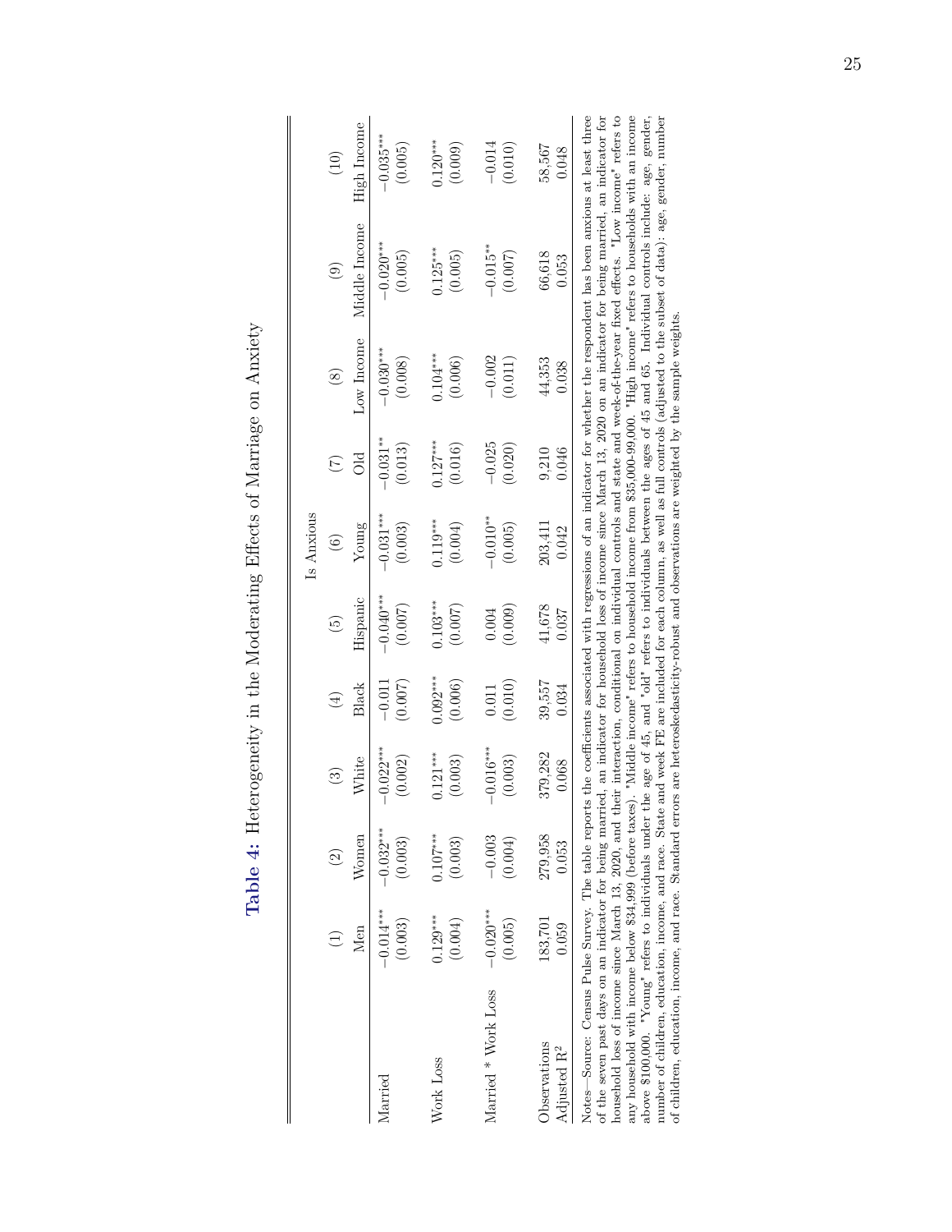**Table 4:** Heterogeneity in the Moderating Effects of Marriage on Anxiety

| | Is Anxious | | | | | | | | | |
|---|---|---|---|---|---|---|---|---|---|---|
| | (1) | (2) | (3) | (4) | (5) | (6) | (7) | (8) | (9) | (10) |
| | Men | Women | White | Black | Hispanic | Young | Old | Low Income | Middle Income | High Income |
| Married | −0.014*** | −0.032*** | −0.022*** | −0.011 | −0.040*** | −0.031*** | −0.031** | −0.030*** | −0.020*** | −0.035*** |
| | (0.003) | (0.003) | (0.002) | (0.007) | (0.007) | (0.003) | (0.013) | (0.008) | (0.005) | (0.005) |
| Work Loss | 0.129*** | 0.107*** | 0.121*** | 0.092*** | 0.103*** | 0.119*** | 0.127*** | 0.104*** | 0.125*** | 0.120*** |
| | (0.004) | (0.003) | (0.003) | (0.006) | (0.007) | (0.004) | (0.016) | (0.006) | (0.005) | (0.009) |
| Married * Work Loss | −0.020*** | −0.003 | −0.016*** | 0.011 | 0.004 | −0.010** | −0.025 | −0.002 | −0.015** | −0.014 |
| | (0.005) | (0.004) | (0.003) | (0.010) | (0.009) | (0.005) | (0.020) | (0.011) | (0.007) | (0.010) |
| Observations | 183,701 | 279,958 | 379,282 | 39,557 | 41,678 | 203,411 | 9,210 | 44,353 | 66,618 | 58,567 |
| Adjusted $R^2$ | 0.059 | 0.053 | 0.068 | 0.034 | 0.037 | 0.042 | 0.046 | 0.038 | 0.053 | 0.048 |

Notes—Source: Census Pulse Survey. The table reports the coefficients associated with regressions of an indicator for whether the respondent has been anxious at least three of the seven past days on an indicator for being married, an indicator for household loss of income since March 13, 2020 on an indicator for being married, an indicator for household loss of income since March 13, 2020, and their interaction, conditional on individual controls and state and week-of-the-year fixed effects. "Low income" refers to any household with income below $34,999 (before taxes). "Middle income" refers to household income from $35,000-99,000. "High income" refers to households with an income above $100,000. "Young" refers to individuals under the age of 45, and "old" refers to individuals between the ages of 45 and 65. Individual controls include: age, gender, number of children, education, income, and race. State and week FE are included for each column, as well as full controls (adjusted to the subset of data): age, gender, number of children, education, income, and race. Standard errors are heteroskedasticity-robust and observations are weighted by the sample weights.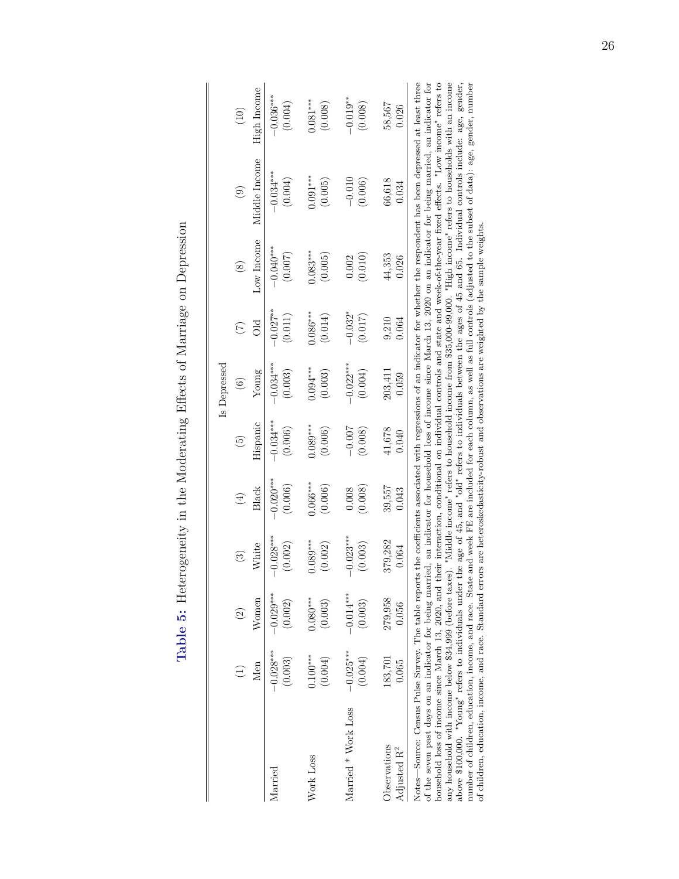**Table 5:** Heterogeneity in the Moderating Effects of Marriage on Depression

| | Is Depressed | | | | | | | | | |
|---|---|---|---|---|---|---|---|---|---|---|
| | (1) | (2) | (3) | (4) | (5) | (6) | (7) | (8) | (9) | (10) |
| | Men | Women | White | Black | Hispanic | Young | Old | Low Income | Middle Income | High Income |
| Married | −0.028*** | −0.029*** | −0.028*** | −0.020*** | −0.034*** | −0.034*** | −0.027** | −0.040*** | −0.034*** | −0.036*** |
| | (0.003) | (0.002) | (0.002) | (0.006) | (0.006) | (0.003) | (0.011) | (0.007) | (0.004) | (0.004) |
| Work Loss | 0.100*** | 0.080*** | 0.089*** | 0.066*** | 0.089*** | 0.094*** | 0.086*** | 0.083*** | 0.091*** | 0.081*** |
| | (0.004) | (0.003) | (0.002) | (0.006) | (0.006) | (0.003) | (0.014) | (0.005) | (0.005) | (0.008) |
| Married * Work Loss | −0.025*** | −0.014*** | −0.023*** | 0.008 | −0.007 | −0.022*** | −0.032* | 0.002 | −0.010 | −0.019** |
| | (0.004) | (0.003) | (0.003) | (0.008) | (0.008) | (0.004) | (0.017) | (0.010) | (0.006) | (0.008) |
| Observations | 183,701 | 279,958 | 379,282 | 39,557 | 41,678 | 203,411 | 9,210 | 44,353 | 66,618 | 58,567 |
| Adjusted $R^2$ | 0.065 | 0.056 | 0.064 | 0.043 | 0.040 | 0.059 | 0.064 | 0.026 | 0.034 | 0.026 |

Notes—Source: Census Pulse Survey. The table reports the coefficients associated with regressions of an indicator for whether the respondent has been depressed at least three of the seven past days on an indicator for being married, an indicator for household loss of income since March 13, 2020 on an indicator for being married, an indicator for household loss of income since March 13, 2020, and their interaction, conditional on individual controls and state and week-of-the-year fixed effects. "Low income" refers to any household with income below \$34,999 (before taxes). "Middle income" refers to household income from \$35,000-99,000. "High income" refers to households with an income above \$100,000. "Young" refers to individuals under the age of 45, and "old" refers to individuals between the ages of 45 and 65. Individual controls include: age, gender, number of children, education, income, and race. State and week FE are included for each column, as well as full controls (adjusted to the subset of data): age, gender, number of children, education, income, and race. Standard errors are heteroskedasticity-robust and observations are weighted by the sample weights.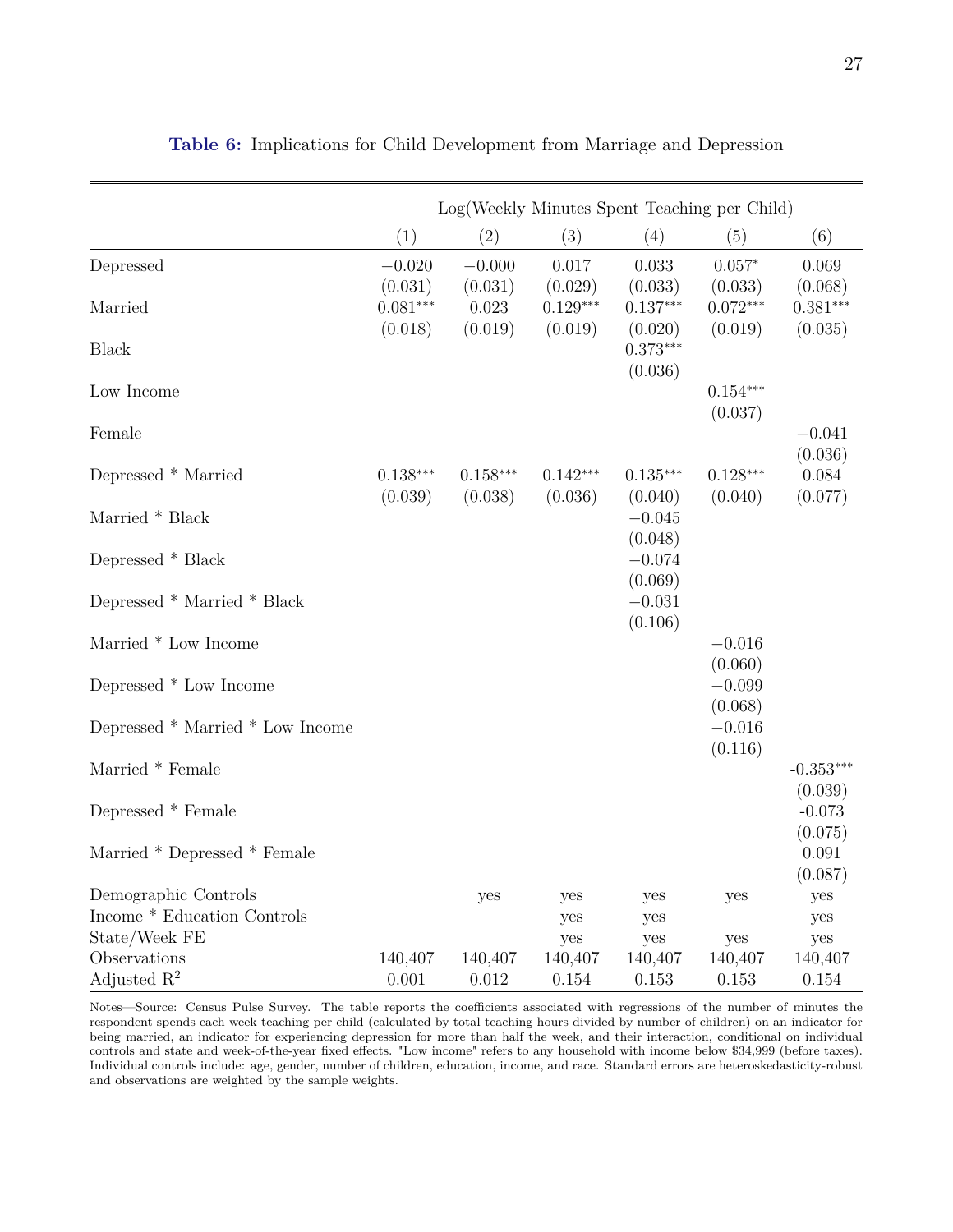**Table 6:** Implications for Child Development from Marriage and Depression

| | Log(Weekly Minutes Spent Teaching per Child) | | | | | |
|---|---|---|---|---|---|---|
| | (1) | (2) | (3) | (4) | (5) | (6) |
| Depressed | −0.020 | −0.000 | 0.017 | 0.033 | 0.057* | 0.069 |
| | (0.031) | (0.031) | (0.029) | (0.033) | (0.033) | (0.068) |
| Married | 0.081*** | 0.023 | 0.129*** | 0.137*** | 0.072*** | 0.381*** |
| | (0.018) | (0.019) | (0.019) | (0.020) | (0.019) | (0.035) |
| Black | | | | 0.373*** | | |
| | | | | (0.036) | | |
| Low Income | | | | | 0.154*** | |
| | | | | | (0.037) | |
| Female | | | | | | −0.041 |
| | | | | | | (0.036) |
| Depressed * Married | 0.138*** | 0.158*** | 0.142*** | 0.135*** | 0.128*** | 0.084 |
| | (0.039) | (0.038) | (0.036) | (0.040) | (0.040) | (0.077) |
| Married * Black | | | | −0.045 | | |
| | | | | (0.048) | | |
| Depressed * Black | | | | −0.074 | | |
| | | | | (0.069) | | |
| Depressed * Married * Black | | | | −0.031 | | |
| | | | | (0.106) | | |
| Married * Low Income | | | | | −0.016 | |
| | | | | | (0.060) | |
| Depressed * Low Income | | | | | −0.099 | |
| | | | | | (0.068) | |
| Depressed * Married * Low Income | | | | | −0.016 | |
| | | | | | (0.116) | |
| Married * Female | | | | | | -0.353*** |
| | | | | | | (0.039) |
| Depressed * Female | | | | | | -0.073 |
| | | | | | | (0.075) |
| Married * Depressed * Female | | | | | | 0.091 |
| | | | | | | (0.087) |
| Demographic Controls | | yes | yes | yes | yes | yes |
| Income * Education Controls | | | yes | yes | | yes |
| State/Week FE | | | yes | yes | yes | yes |
| Observations | 140,407 | 140,407 | 140,407 | 140,407 | 140,407 | 140,407 |
| Adjusted $R^2$ | 0.001 | 0.012 | 0.154 | 0.153 | 0.153 | 0.154 |

Notes—Source: Census Pulse Survey. The table reports the coefficients associated with regressions of the number of minutes the respondent spends each week teaching per child (calculated by total teaching hours divided by number of children) on an indicator for being married, an indicator for experiencing depression for more than half the week, and their interaction, conditional on individual controls and state and week-of-the-year fixed effects. "Low income" refers to any household with income below $34,999 (before taxes). Individual controls include: age, gender, number of children, education, income, and race. Standard errors are heteroskedasticity-robust and observations are weighted by the sample weights.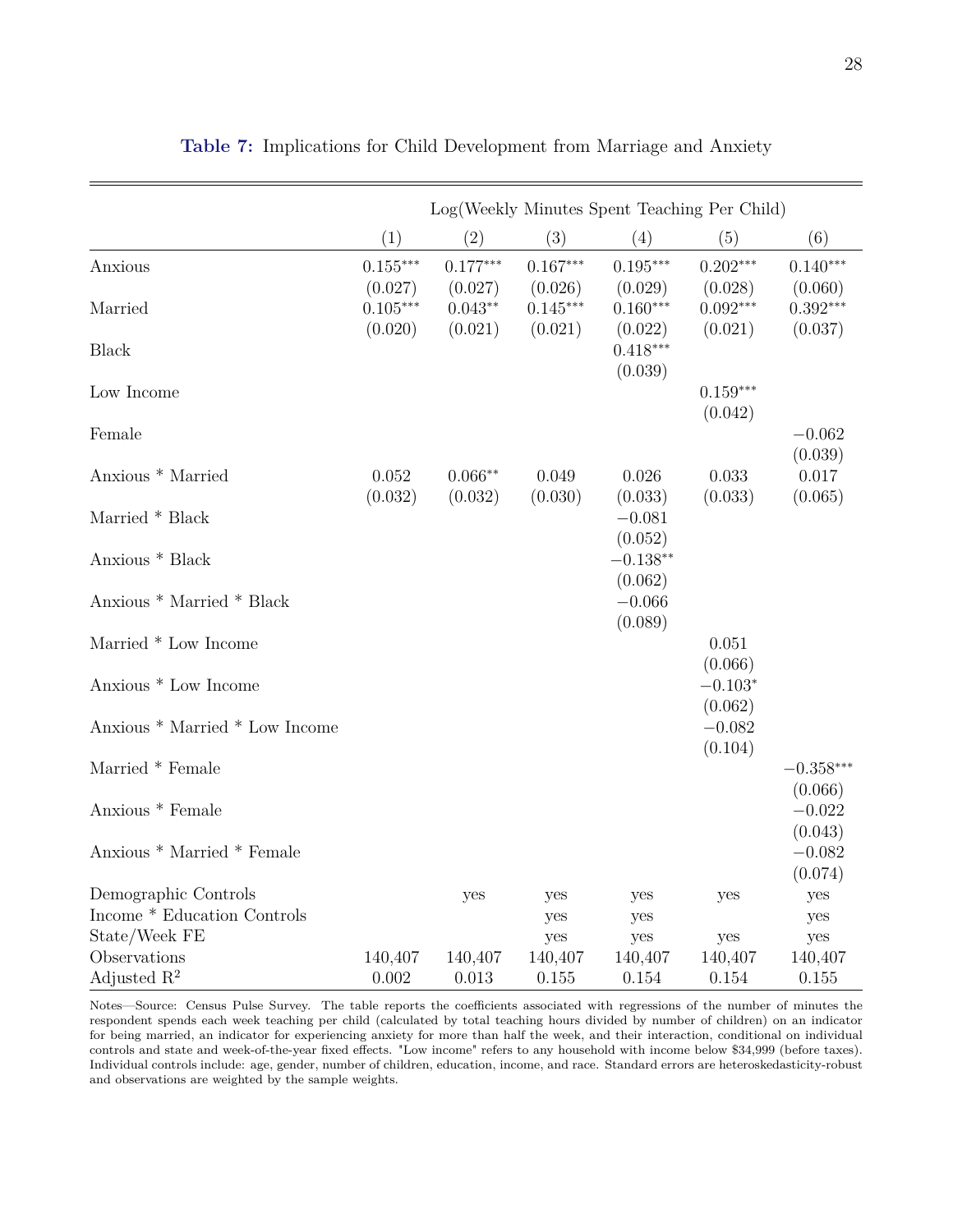**Table 7:** Implications for Child Development from Marriage and Anxiety

| | Log(Weekly Minutes Spent Teaching Per Child) | | | | | |
|---|---|---|---|---|---|---|
| | (1) | (2) | (3) | (4) | (5) | (6) |
| Anxious | 0.155*** | 0.177*** | 0.167*** | 0.195*** | 0.202*** | 0.140*** |
| | (0.027) | (0.027) | (0.026) | (0.029) | (0.028) | (0.060) |
| Married | 0.105*** | 0.043** | 0.145*** | 0.160*** | 0.092*** | 0.392*** |
| | (0.020) | (0.021) | (0.021) | (0.022) | (0.021) | (0.037) |
| Black | | | | 0.418*** | | |
| | | | | (0.039) | | |
| Low Income | | | | | 0.159*** | |
| | | | | | (0.042) | |
| Female | | | | | | −0.062 |
| | | | | | | (0.039) |
| Anxious * Married | 0.052 | 0.066** | 0.049 | 0.026 | 0.033 | 0.017 |
| | (0.032) | (0.032) | (0.030) | (0.033) | (0.033) | (0.065) |
| Married * Black | | | | −0.081 | | |
| | | | | (0.052) | | |
| Anxious * Black | | | | −0.138** | | |
| | | | | (0.062) | | |
| Anxious * Married * Black | | | | −0.066 | | |
| | | | | (0.089) | | |
| Married * Low Income | | | | | 0.051 | |
| | | | | | (0.066) | |
| Anxious * Low Income | | | | | −0.103* | |
| | | | | | (0.062) | |
| Anxious * Married * Low Income | | | | | −0.082 | |
| | | | | | (0.104) | |
| Married * Female | | | | | | −0.358*** |
| | | | | | | (0.066) |
| Anxious * Female | | | | | | −0.022 |
| | | | | | | (0.043) |
| Anxious * Married * Female | | | | | | −0.082 |
| | | | | | | (0.074) |
| Demographic Controls | | yes | yes | yes | yes | yes |
| Income * Education Controls | | | yes | yes | | yes |
| State/Week FE | | | yes | yes | yes | yes |
| Observations | 140,407 | 140,407 | 140,407 | 140,407 | 140,407 | 140,407 |
| Adjusted $R^2$ | 0.002 | 0.013 | 0.155 | 0.154 | 0.154 | 0.155 |

Notes—Source: Census Pulse Survey. The table reports the coefficients associated with regressions of the number of minutes the respondent spends each week teaching per child (calculated by total teaching hours divided by number of children) on an indicator for being married, an indicator for experiencing anxiety for more than half the week, and their interaction, conditional on individual controls and state and week-of-the-year fixed effects. "Low income" refers to any household with income below $34,999 (before taxes). Individual controls include: age, gender, number of children, education, income, and race. Standard errors are heteroskedasticity-robust and observations are weighted by the sample weights.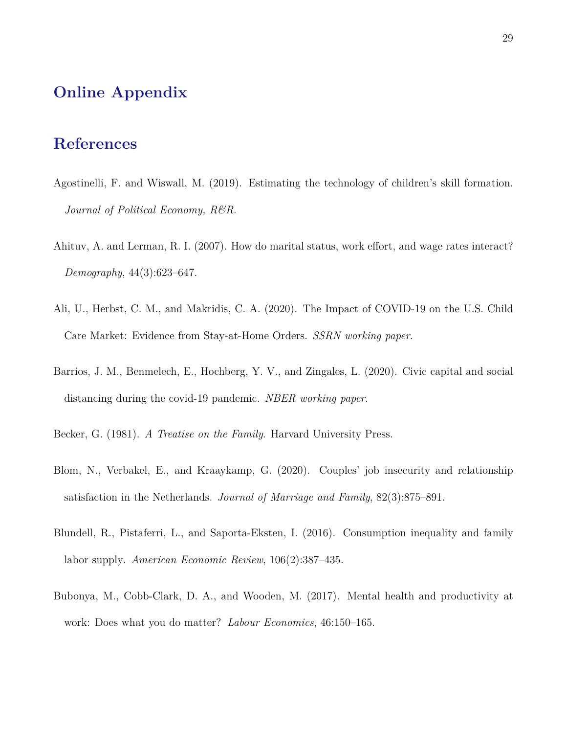# Online Appendix

# References

Agostinelli, F. and Wiswall, M. (2019). Estimating the technology of children's skill formation. *Journal of Political Economy, R&R*.

Ahituv, A. and Lerman, R. I. (2007). How do marital status, work effort, and wage rates interact? *Demography*, 44(3):623–647.

Ali, U., Herbst, C. M., and Makridis, C. A. (2020). The Impact of COVID-19 on the U.S. Child Care Market: Evidence from Stay-at-Home Orders. *SSRN working paper*.

Barrios, J. M., Benmelech, E., Hochberg, Y. V., and Zingales, L. (2020). Civic capital and social distancing during the covid-19 pandemic. *NBER working paper*.

Becker, G. (1981). *A Treatise on the Family*. Harvard University Press.

Blom, N., Verbakel, E., and Kraaykamp, G. (2020). Couples' job insecurity and relationship satisfaction in the Netherlands. *Journal of Marriage and Family*, 82(3):875–891.

Blundell, R., Pistaferri, L., and Saporta-Eksten, I. (2016). Consumption inequality and family labor supply. *American Economic Review*, 106(2):387–435.

Bubonya, M., Cobb-Clark, D. A., and Wooden, M. (2017). Mental health and productivity at work: Does what you do matter? *Labour Economics*, 46:150–165.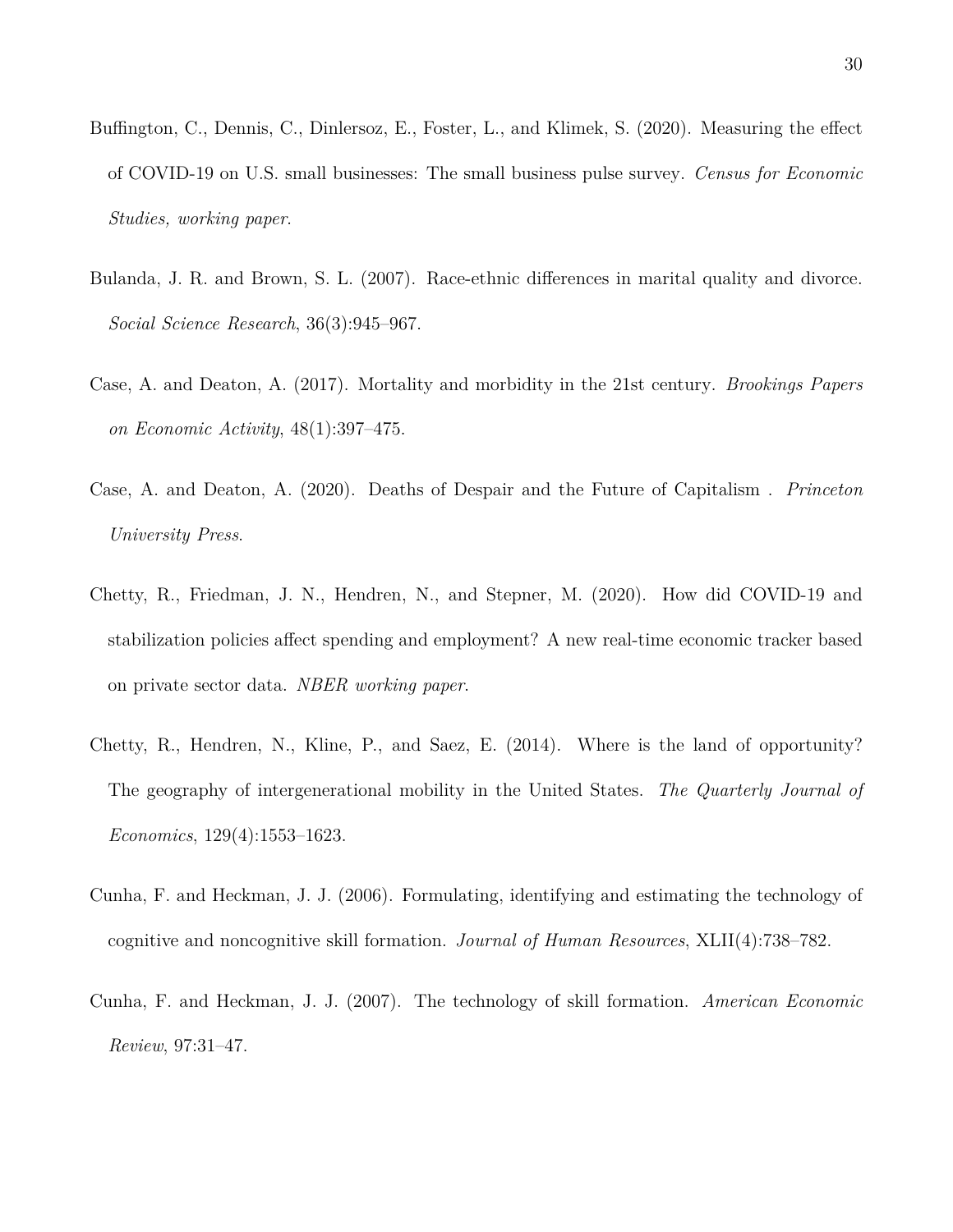Buffington, C., Dennis, C., Dinlersoz, E., Foster, L., and Klimek, S. (2020). Measuring the effect of COVID-19 on U.S. small businesses: The small business pulse survey. *Census for Economic Studies, working paper*.

Bulanda, J. R. and Brown, S. L. (2007). Race-ethnic differences in marital quality and divorce. *Social Science Research*, 36(3):945–967.

Case, A. and Deaton, A. (2017). Mortality and morbidity in the 21st century. *Brookings Papers on Economic Activity*, 48(1):397–475.

Case, A. and Deaton, A. (2020). Deaths of Despair and the Future of Capitalism . *Princeton University Press*.

Chetty, R., Friedman, J. N., Hendren, N., and Stepner, M. (2020). How did COVID-19 and stabilization policies affect spending and employment? A new real-time economic tracker based on private sector data. *NBER working paper*.

Chetty, R., Hendren, N., Kline, P., and Saez, E. (2014). Where is the land of opportunity? The geography of intergenerational mobility in the United States. *The Quarterly Journal of Economics*, 129(4):1553–1623.

Cunha, F. and Heckman, J. J. (2006). Formulating, identifying and estimating the technology of cognitive and noncognitive skill formation. *Journal of Human Resources*, XLII(4):738–782.

Cunha, F. and Heckman, J. J. (2007). The technology of skill formation. *American Economic Review*, 97:31–47.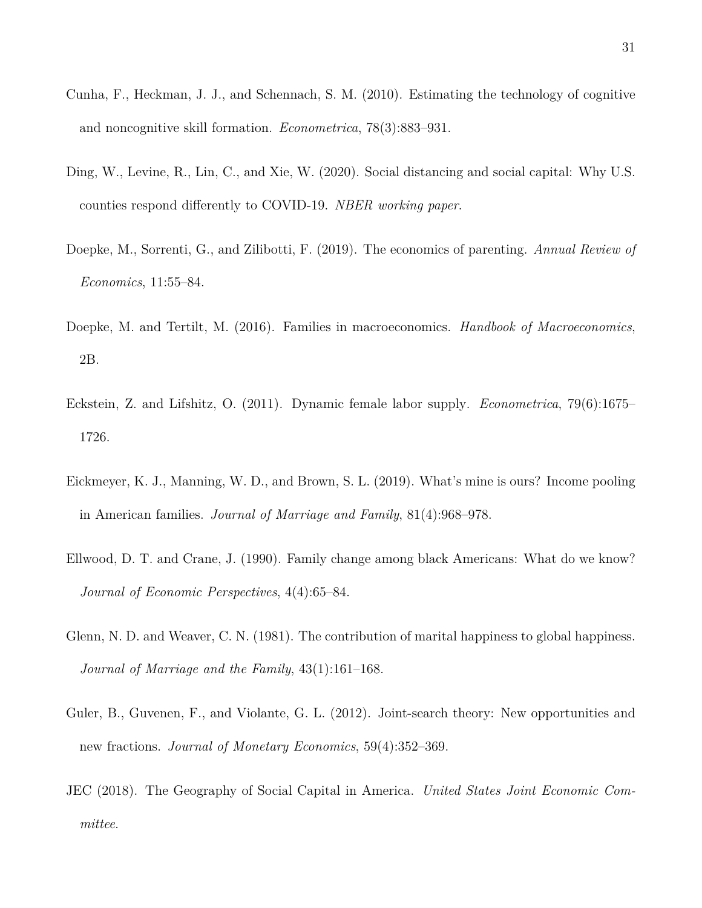Cunha, F., Heckman, J. J., and Schennach, S. M. (2010). Estimating the technology of cognitive and noncognitive skill formation. *Econometrica*, 78(3):883–931.

Ding, W., Levine, R., Lin, C., and Xie, W. (2020). Social distancing and social capital: Why U.S. counties respond differently to COVID-19. *NBER working paper*.

Doepke, M., Sorrenti, G., and Zilibotti, F. (2019). The economics of parenting. *Annual Review of Economics*, 11:55–84.

Doepke, M. and Tertilt, M. (2016). Families in macroeconomics. *Handbook of Macroeconomics*, 2B.

Eckstein, Z. and Lifshitz, O. (2011). Dynamic female labor supply. *Econometrica*, 79(6):1675–1726.

Eickmeyer, K. J., Manning, W. D., and Brown, S. L. (2019). What's mine is ours? Income pooling in American families. *Journal of Marriage and Family*, 81(4):968–978.

Ellwood, D. T. and Crane, J. (1990). Family change among black Americans: What do we know? *Journal of Economic Perspectives*, 4(4):65–84.

Glenn, N. D. and Weaver, C. N. (1981). The contribution of marital happiness to global happiness. *Journal of Marriage and the Family*, 43(1):161–168.

Guler, B., Guvenen, F., and Violante, G. L. (2012). Joint-search theory: New opportunities and new fractions. *Journal of Monetary Economics*, 59(4):352–369.

JEC (2018). The Geography of Social Capital in America. *United States Joint Economic Committee.*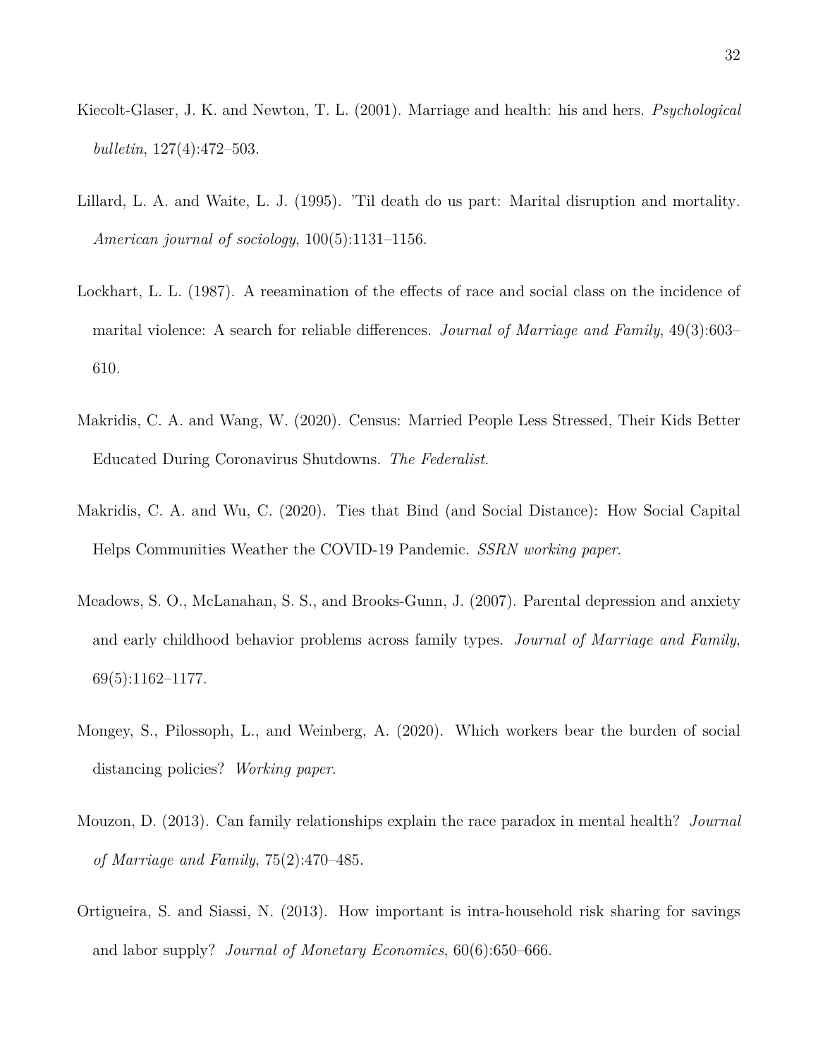Kiecolt-Glaser, J. K. and Newton, T. L. (2001). Marriage and health: his and hers. *Psychological bulletin*, 127(4):472–503.

Lillard, L. A. and Waite, L. J. (1995). 'Til death do us part: Marital disruption and mortality. *American journal of sociology*, 100(5):1131–1156.

Lockhart, L. L. (1987). A reeamination of the effects of race and social class on the incidence of marital violence: A search for reliable differences. *Journal of Marriage and Family*, 49(3):603–610.

Makridis, C. A. and Wang, W. (2020). Census: Married People Less Stressed, Their Kids Better Educated During Coronavirus Shutdowns. *The Federalist*.

Makridis, C. A. and Wu, C. (2020). Ties that Bind (and Social Distance): How Social Capital Helps Communities Weather the COVID-19 Pandemic. *SSRN working paper*.

Meadows, S. O., McLanahan, S. S., and Brooks-Gunn, J. (2007). Parental depression and anxiety and early childhood behavior problems across family types. *Journal of Marriage and Family*, 69(5):1162–1177.

Mongey, S., Pilossoph, L., and Weinberg, A. (2020). Which workers bear the burden of social distancing policies? *Working paper*.

Mouzon, D. (2013). Can family relationships explain the race paradox in mental health? *Journal of Marriage and Family*, 75(2):470–485.

Ortigueira, S. and Siassi, N. (2013). How important is intra-household risk sharing for savings and labor supply? *Journal of Monetary Economics*, 60(6):650–666.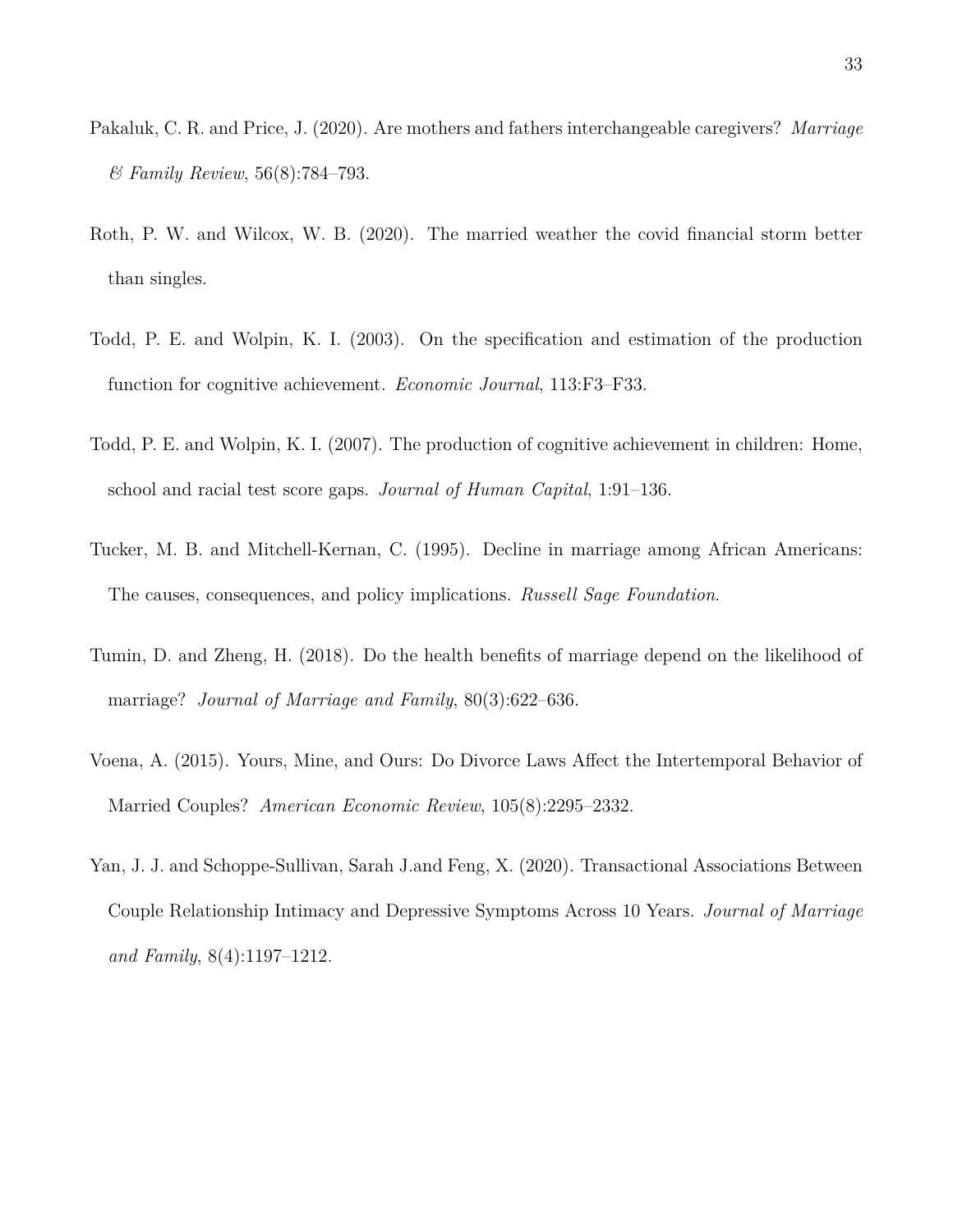Pakaluk, C. R. and Price, J. (2020). Are mothers and fathers interchangeable caregivers? *Marriage & Family Review*, 56(8):784–793.

Roth, P. W. and Wilcox, W. B. (2020). The married weather the covid financial storm better than singles.

Todd, P. E. and Wolpin, K. I. (2003). On the specification and estimation of the production function for cognitive achievement. *Economic Journal*, 113:F3–F33.

Todd, P. E. and Wolpin, K. I. (2007). The production of cognitive achievement in children: Home, school and racial test score gaps. *Journal of Human Capital*, 1:91–136.

Tucker, M. B. and Mitchell-Kernan, C. (1995). Decline in marriage among African Americans: The causes, consequences, and policy implications. *Russell Sage Foundation*.

Tumin, D. and Zheng, H. (2018). Do the health benefits of marriage depend on the likelihood of marriage? *Journal of Marriage and Family*, 80(3):622–636.

Voena, A. (2015). Yours, Mine, and Ours: Do Divorce Laws Affect the Intertemporal Behavior of Married Couples? *American Economic Review*, 105(8):2295–2332.

Yan, J. J. and Schoppe-Sullivan, Sarah J.and Feng, X. (2020). Transactional Associations Between Couple Relationship Intimacy and Depressive Symptoms Across 10 Years. *Journal of Marriage and Family*, 8(4):1197–1212.